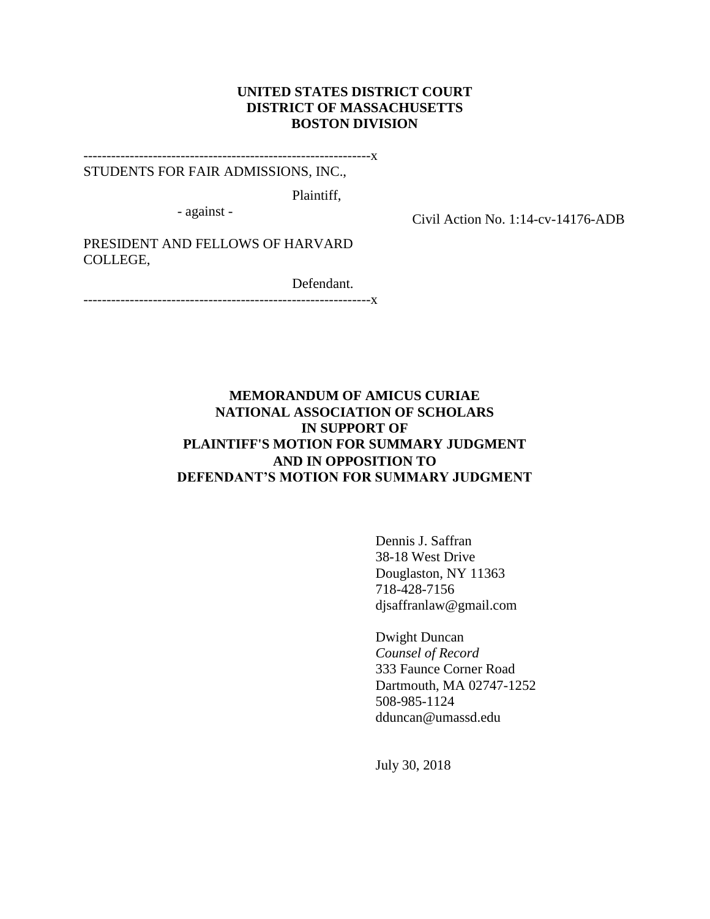**UNITED STATES DISTRICT COURT**
**DISTRICT OF MASSACHUSETTS**
**BOSTON DIVISION**

---------------------------------------------------------------x

STUDENTS FOR FAIR ADMISSIONS, INC.,

Plaintiff,

- against -

Civil Action No. 1:14-cv-14176-ADB

PRESIDENT AND FELLOWS OF HARVARD COLLEGE,

Defendant.

---------------------------------------------------------------x

**MEMORANDUM OF AMICUS CURIAE**
**NATIONAL ASSOCIATION OF SCHOLARS**
**IN SUPPORT OF**
**PLAINTIFF'S MOTION FOR SUMMARY JUDGMENT**
**AND IN OPPOSITION TO**
**DEFENDANT'S MOTION FOR SUMMARY JUDGMENT**

Dennis J. Saffran
38-18 West Drive
Douglaston, NY 11363
718-428-7156
djsaffranlaw@gmail.com

Dwight Duncan
*Counsel of Record*
333 Faunce Corner Road
Dartmouth, MA 02747-1252
508-985-1124
dduncan@umassd.edu

July 30, 2018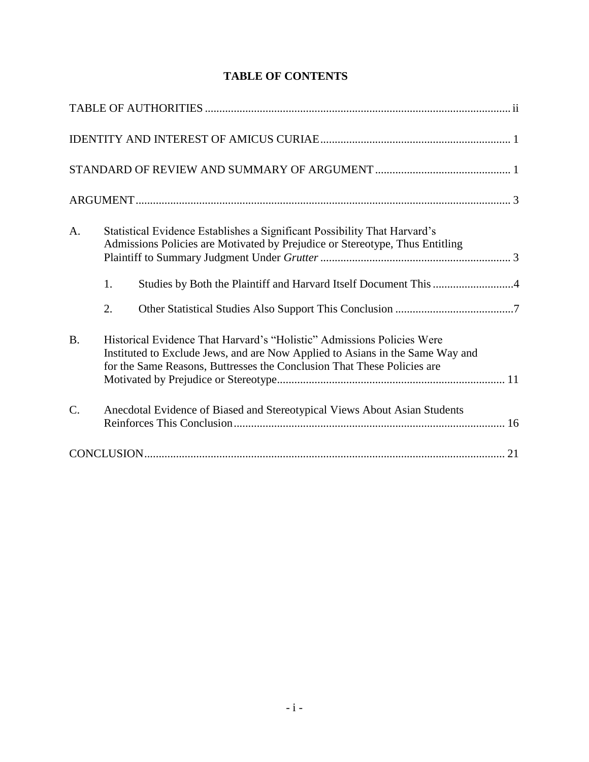# TABLE OF CONTENTS

TABLE OF AUTHORITIES ........................................................................................................ ii

IDENTITY AND INTEREST OF AMICUS CURIAE ................................................................ 1

STANDARD OF REVIEW AND SUMMARY OF ARGUMENT .............................................. 1

ARGUMENT ................................................................................................................................ 3

A. Statistical Evidence Establishes a Significant Possibility That Harvard's Admissions Policies are Motivated by Prejudice or Stereotype, Thus Entitling Plaintiff to Summary Judgment Under *Grutter* ................................................................. 3

   1. Studies by Both the Plaintiff and Harvard Itself Document This ............................4

   2. Other Statistical Studies Also Support This Conclusion .........................................7

B. Historical Evidence That Harvard's "Holistic" Admissions Policies Were Instituted to Exclude Jews, and are Now Applied to Asians in the Same Way and for the Same Reasons, Buttresses the Conclusion That These Policies are Motivated by Prejudice or Stereotype.............................................................................. 11

C. Anecdotal Evidence of Biased and Stereotypical Views About Asian Students Reinforces This Conclusion............................................................................................. 16

CONCLUSION........................................................................................................................... 21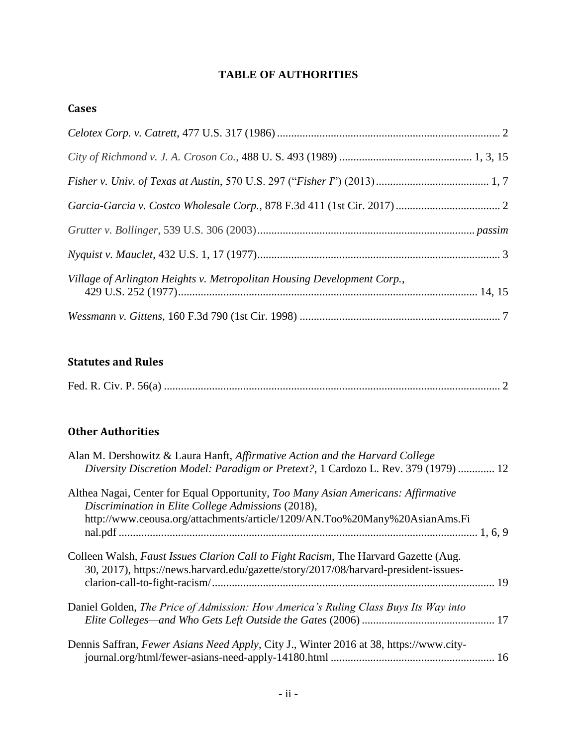# TABLE OF AUTHORITIES

## Cases

*Celotex Corp. v. Catrett*, 477 U.S. 317 (1986) .............................................................................. 2

*City of Richmond v. J. A. Croson Co.*, 488 U. S. 493 (1989) .............................................. 1, 3, 15

*Fisher v. Univ. of Texas at Austin*, 570 U.S. 297 ("*Fisher I*") (2013) ........................................ 1, 7

*Garcia-Garcia v. Costco Wholesale Corp.*, 878 F.3d 411 (1st Cir. 2017) ..................................... 2

*Grutter v. Bollinger*, 539 U.S. 306 (2003) ............................................................................ *passim*

*Nyquist v. Mauclet*, 432 U.S. 1, 17 (1977) ..................................................................................... 3

*Village of Arlington Heights v. Metropolitan Housing Development Corp.*, 429 U.S. 252 (1977) ........................................................................................................ 14, 15

*Wessmann v. Gittens*, 160 F.3d 790 (1st Cir. 1998) ....................................................................... 7

## Statutes and Rules

Fed. R. Civ. P. 56(a) ....................................................................................................................... 2

## Other Authorities

Alan M. Dershowitz & Laura Hanft, *Affirmative Action and the Harvard College Diversity Discretion Model: Paradigm or Pretext?*, 1 Cardozo L. Rev. 379 (1979) ............. 12

Althea Nagai, Center for Equal Opportunity, *Too Many Asian Americans: Affirmative Discrimination in Elite College Admissions* (2018), http://www.ceousa.org/attachments/article/1209/AN.Too%20Many%20AsianAms.Final.pdf ............................................................................................................................. 1, 6, 9

Colleen Walsh, *Faust Issues Clarion Call to Fight Racism*, The Harvard Gazette (Aug. 30, 2017), https://news.harvard.edu/gazette/story/2017/08/harvard-president-issues-clarion-call-to-fight-racism/ .................................................................................................. 19

Daniel Golden, *The Price of Admission: How America's Ruling Class Buys Its Way into Elite Colleges—and Who Gets Left Outside the Gates* (2006) ............................................... 17

Dennis Saffran, *Fewer Asians Need Apply*, City J., Winter 2016 at 38, https://www.city-journal.org/html/fewer-asians-need-apply-14180.html ......................................................... 16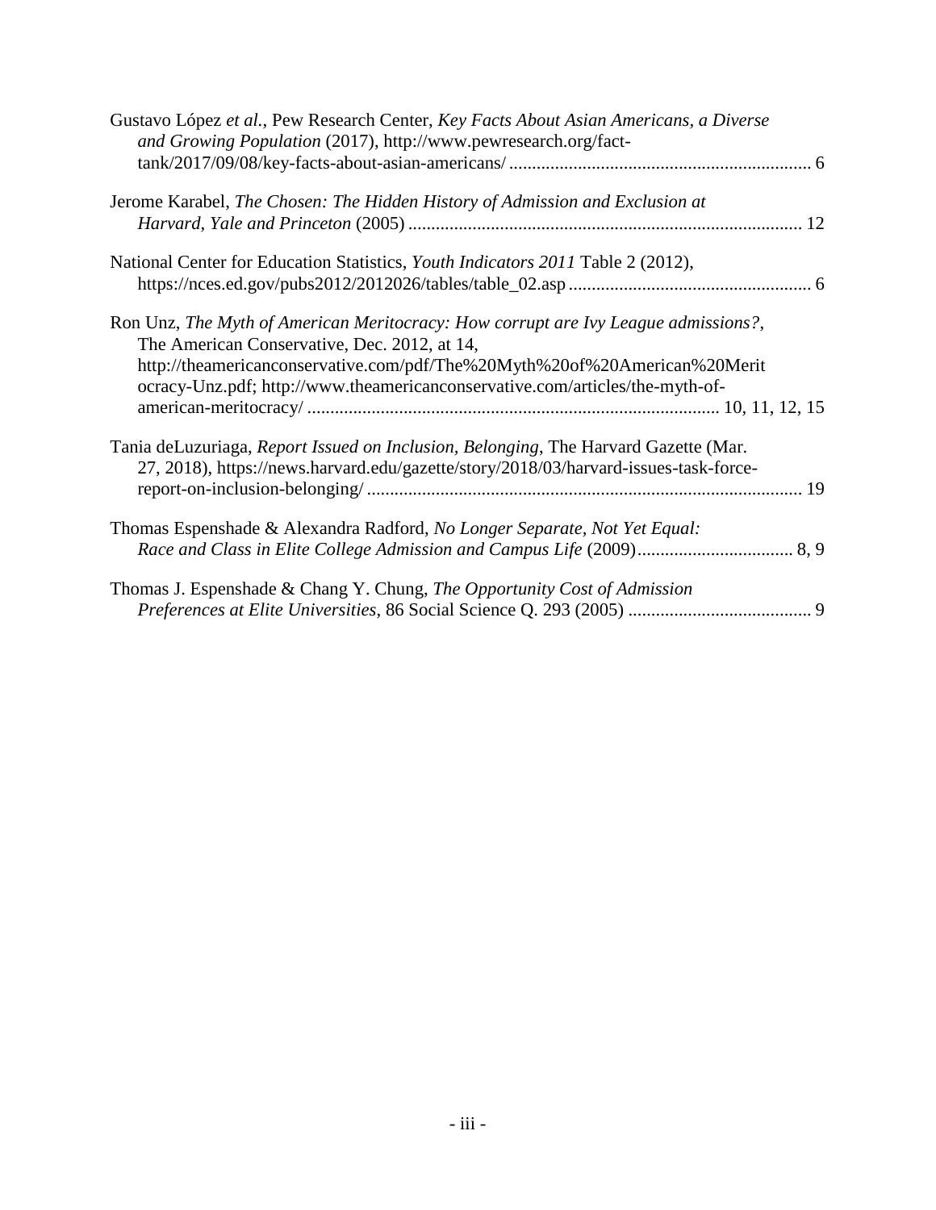Gustavo López *et al.*, Pew Research Center, *Key Facts About Asian Americans, a Diverse and Growing Population* (2017), http://www.pewresearch.org/fact-tank/2017/09/08/key-facts-about-asian-americans/ .................................................................. 6

Jerome Karabel, *The Chosen: The Hidden History of Admission and Exclusion at Harvard, Yale and Princeton* (2005) ..................................................................................... 12

National Center for Education Statistics, *Youth Indicators 2011* Table 2 (2012), https://nces.ed.gov/pubs2012/2012026/tables/table_02.asp ..................................................... 6

Ron Unz, *The Myth of American Meritocracy: How corrupt are Ivy League admissions?*, The American Conservative, Dec. 2012, at 14, http://theamericanconservative.com/pdf/The%20Myth%20of%20American%20Meritocracy-Unz.pdf; http://www.theamericanconservative.com/articles/the-myth-of-american-meritocracy/ ......................................................................................... 10, 11, 12, 15

Tania deLuzuriaga, *Report Issued on Inclusion, Belonging*, The Harvard Gazette (Mar. 27, 2018), https://news.harvard.edu/gazette/story/2018/03/harvard-issues-task-force-report-on-inclusion-belonging/ ............................................................................................... 19

Thomas Espenshade & Alexandra Radford, *No Longer Separate, Not Yet Equal: Race and Class in Elite College Admission and Campus Life* (2009).................................. 8, 9

Thomas J. Espenshade & Chang Y. Chung, *The Opportunity Cost of Admission Preferences at Elite Universities*, 86 Social Science Q. 293 (2005) ........................................ 9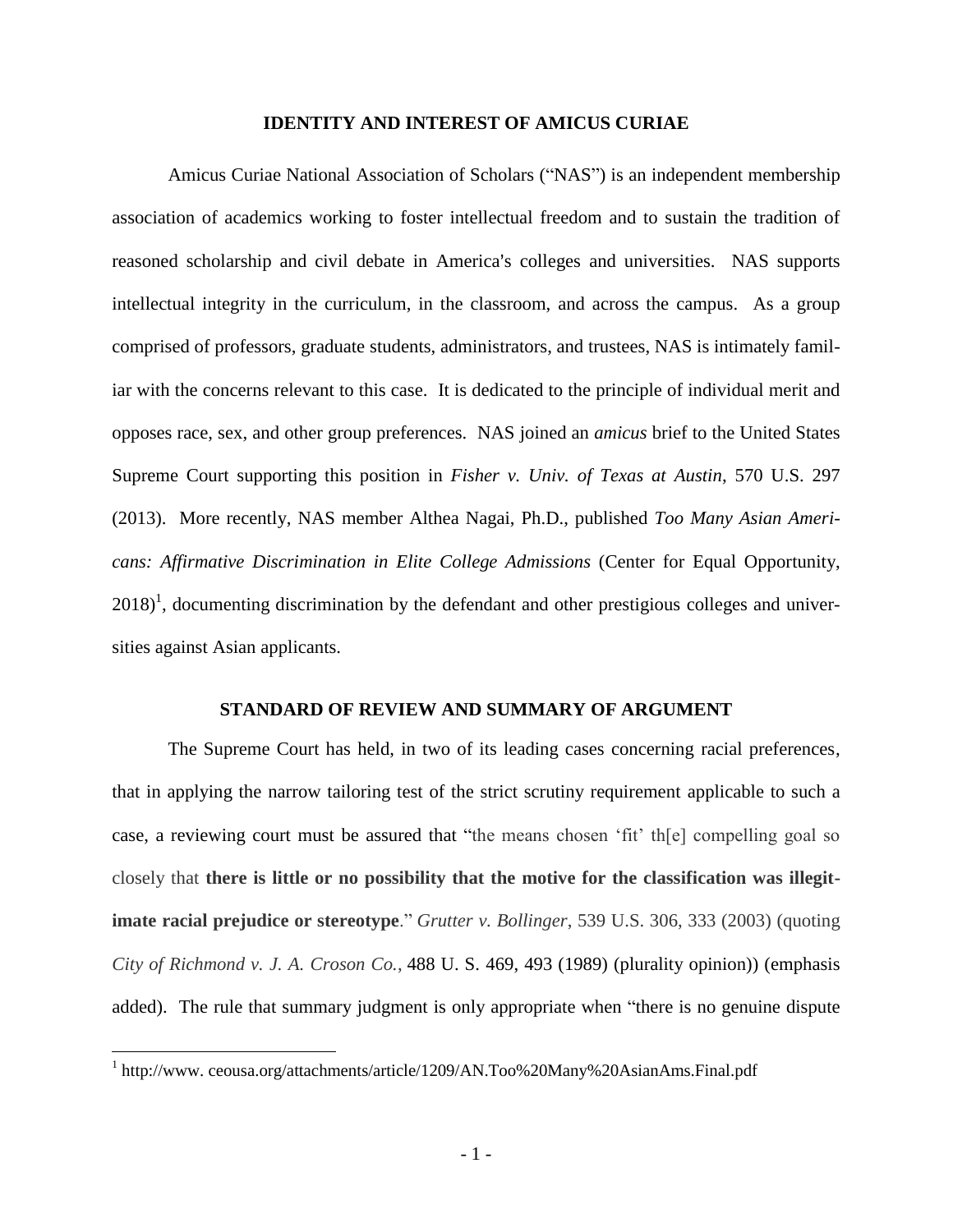## IDENTITY AND INTEREST OF AMICUS CURIAE

Amicus Curiae National Association of Scholars ("NAS") is an independent membership association of academics working to foster intellectual freedom and to sustain the tradition of reasoned scholarship and civil debate in America's colleges and universities. NAS supports intellectual integrity in the curriculum, in the classroom, and across the campus. As a group comprised of professors, graduate students, administrators, and trustees, NAS is intimately familiar with the concerns relevant to this case. It is dedicated to the principle of individual merit and opposes race, sex, and other group preferences. NAS joined an *amicus* brief to the United States Supreme Court supporting this position in *Fisher v. Univ. of Texas at Austin*, 570 U.S. 297 (2013). More recently, NAS member Althea Nagai, Ph.D., published *Too Many Asian Americans: Affirmative Discrimination in Elite College Admissions* (Center for Equal Opportunity, 2018)[1], documenting discrimination by the defendant and other prestigious colleges and universities against Asian applicants.

## STANDARD OF REVIEW AND SUMMARY OF ARGUMENT

The Supreme Court has held, in two of its leading cases concerning racial preferences, that in applying the narrow tailoring test of the strict scrutiny requirement applicable to such a case, a reviewing court must be assured that "the means chosen 'fit' th[e] compelling goal so closely that **there is little or no possibility that the motive for the classification was illegitimate racial prejudice or stereotype**." *Grutter v. Bollinger*, 539 U.S. 306, 333 (2003) (quoting *City of Richmond v. J. A. Croson Co.*, 488 U. S. 469, 493 (1989) (plurality opinion)) (emphasis added). The rule that summary judgment is only appropriate when "there is no genuine dispute

[1] http://www. ceousa.org/attachments/article/1209/AN.Too%20Many%20AsianAms.Final.pdf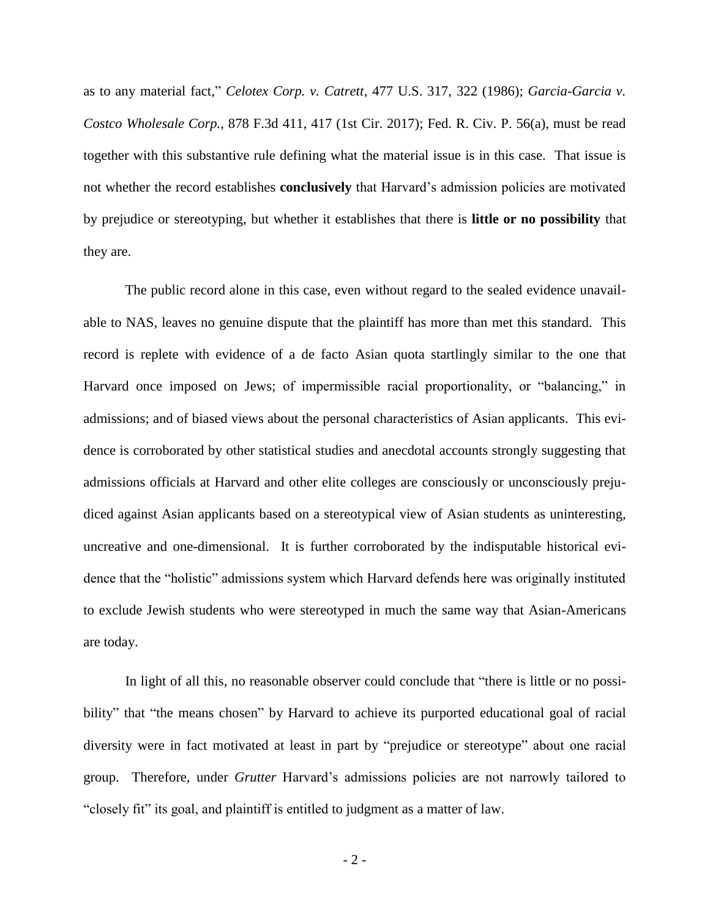as to any material fact," *Celotex Corp. v. Catrett*, 477 U.S. 317, 322 (1986); *Garcia-Garcia v. Costco Wholesale Corp.*, 878 F.3d 411, 417 (1st Cir. 2017); Fed. R. Civ. P. 56(a), must be read together with this substantive rule defining what the material issue is in this case. That issue is not whether the record establishes **conclusively** that Harvard's admission policies are motivated by prejudice or stereotyping, but whether it establishes that there is **little or no possibility** that they are.

The public record alone in this case, even without regard to the sealed evidence unavailable to NAS, leaves no genuine dispute that the plaintiff has more than met this standard. This record is replete with evidence of a de facto Asian quota startlingly similar to the one that Harvard once imposed on Jews; of impermissible racial proportionality, or "balancing," in admissions; and of biased views about the personal characteristics of Asian applicants. This evidence is corroborated by other statistical studies and anecdotal accounts strongly suggesting that admissions officials at Harvard and other elite colleges are consciously or unconsciously prejudiced against Asian applicants based on a stereotypical view of Asian students as uninteresting, uncreative and one-dimensional. It is further corroborated by the indisputable historical evidence that the "holistic" admissions system which Harvard defends here was originally instituted to exclude Jewish students who were stereotyped in much the same way that Asian-Americans are today.

In light of all this, no reasonable observer could conclude that "there is little or no possibility" that "the means chosen" by Harvard to achieve its purported educational goal of racial diversity were in fact motivated at least in part by "prejudice or stereotype" about one racial group. Therefore, under *Grutter* Harvard's admissions policies are not narrowly tailored to "closely fit" its goal, and plaintiff is entitled to judgment as a matter of law.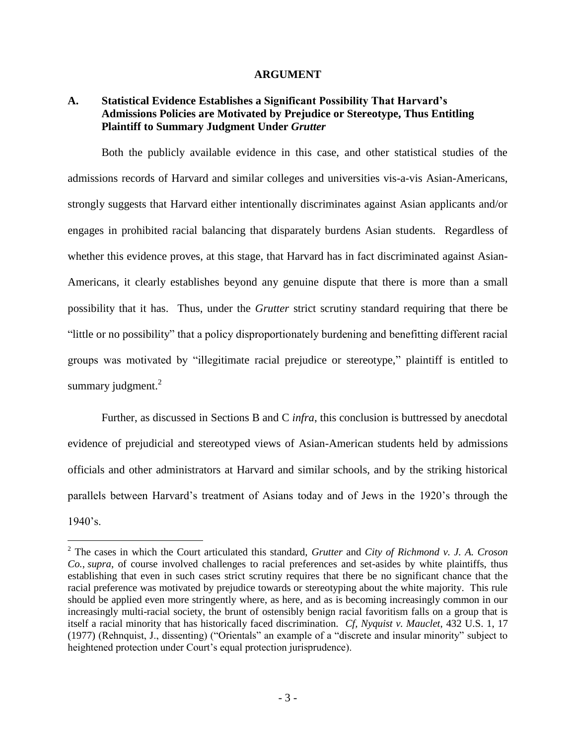## ARGUMENT

### A. Statistical Evidence Establishes a Significant Possibility That Harvard's Admissions Policies are Motivated by Prejudice or Stereotype, Thus Entitling Plaintiff to Summary Judgment Under *Grutter*

Both the publicly available evidence in this case, and other statistical studies of the admissions records of Harvard and similar colleges and universities vis-a-vis Asian-Americans, strongly suggests that Harvard either intentionally discriminates against Asian applicants and/or engages in prohibited racial balancing that disparately burdens Asian students. Regardless of whether this evidence proves, at this stage, that Harvard has in fact discriminated against Asian-Americans, it clearly establishes beyond any genuine dispute that there is more than a small possibility that it has. Thus, under the *Grutter* strict scrutiny standard requiring that there be "little or no possibility" that a policy disproportionately burdening and benefitting different racial groups was motivated by "illegitimate racial prejudice or stereotype," plaintiff is entitled to summary judgment.[2]

Further, as discussed in Sections B and C *infra*, this conclusion is buttressed by anecdotal evidence of prejudicial and stereotyped views of Asian-American students held by admissions officials and other administrators at Harvard and similar schools, and by the striking historical parallels between Harvard's treatment of Asians today and of Jews in the 1920's through the 1940's.

---

[2] The cases in which the Court articulated this standard, *Grutter* and *City of Richmond v. J. A. Croson Co.*, *supra*, of course involved challenges to racial preferences and set-asides by white plaintiffs, thus establishing that even in such cases strict scrutiny requires that there be no significant chance that the racial preference was motivated by prejudice towards or stereotyping about the white majority. This rule should be applied even more stringently where, as here, and as is becoming increasingly common in our increasingly multi-racial society, the brunt of ostensibly benign racial favoritism falls on a group that is itself a racial minority that has historically faced discrimination. *Cf, Nyquist v. Mauclet*, 432 U.S. 1, 17 (1977) (Rehnquist, J., dissenting) ("Orientals" an example of a "discrete and insular minority" subject to heightened protection under Court's equal protection jurisprudence).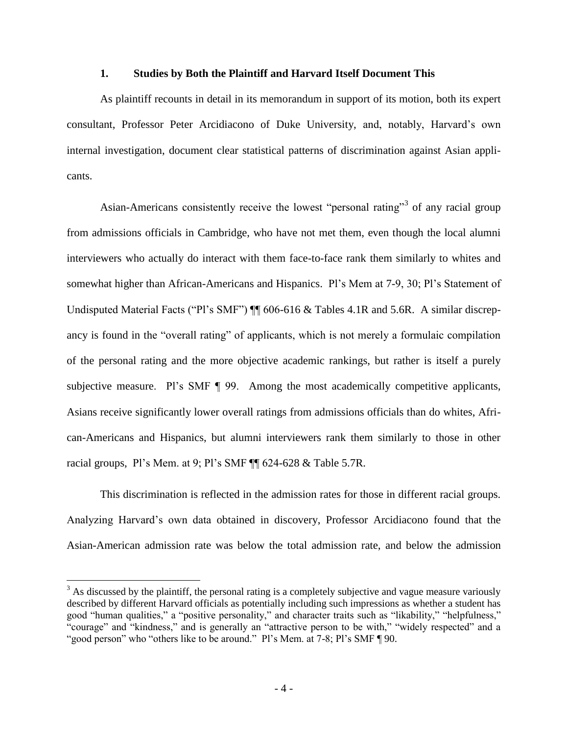### 1. Studies by Both the Plaintiff and Harvard Itself Document This

As plaintiff recounts in detail in its memorandum in support of its motion, both its expert consultant, Professor Peter Arcidiacono of Duke University, and, notably, Harvard's own internal investigation, document clear statistical patterns of discrimination against Asian applicants.

Asian-Americans consistently receive the lowest "personal rating"[3] of any racial group from admissions officials in Cambridge, who have not met them, even though the local alumni interviewers who actually do interact with them face-to-face rank them similarly to whites and somewhat higher than African-Americans and Hispanics. Pl's Mem at 7-9, 30; Pl's Statement of Undisputed Material Facts ("Pl's SMF") ¶¶ 606-616 & Tables 4.1R and 5.6R. A similar discrepancy is found in the "overall rating" of applicants, which is not merely a formulaic compilation of the personal rating and the more objective academic rankings, but rather is itself a purely subjective measure. Pl's SMF ¶ 99. Among the most academically competitive applicants, Asians receive significantly lower overall ratings from admissions officials than do whites, African-Americans and Hispanics, but alumni interviewers rank them similarly to those in other racial groups, Pl's Mem. at 9; Pl's SMF ¶¶ 624-628 & Table 5.7R.

This discrimination is reflected in the admission rates for those in different racial groups. Analyzing Harvard's own data obtained in discovery, Professor Arcidiacono found that the Asian-American admission rate was below the total admission rate, and below the admission

[3] As discussed by the plaintiff, the personal rating is a completely subjective and vague measure variously described by different Harvard officials as potentially including such impressions as whether a student has good "human qualities," a "positive personality," and character traits such as "likability," "helpfulness," "courage" and "kindness," and is generally an "attractive person to be with," "widely respected" and a "good person" who "others like to be around." Pl's Mem. at 7-8; Pl's SMF ¶ 90.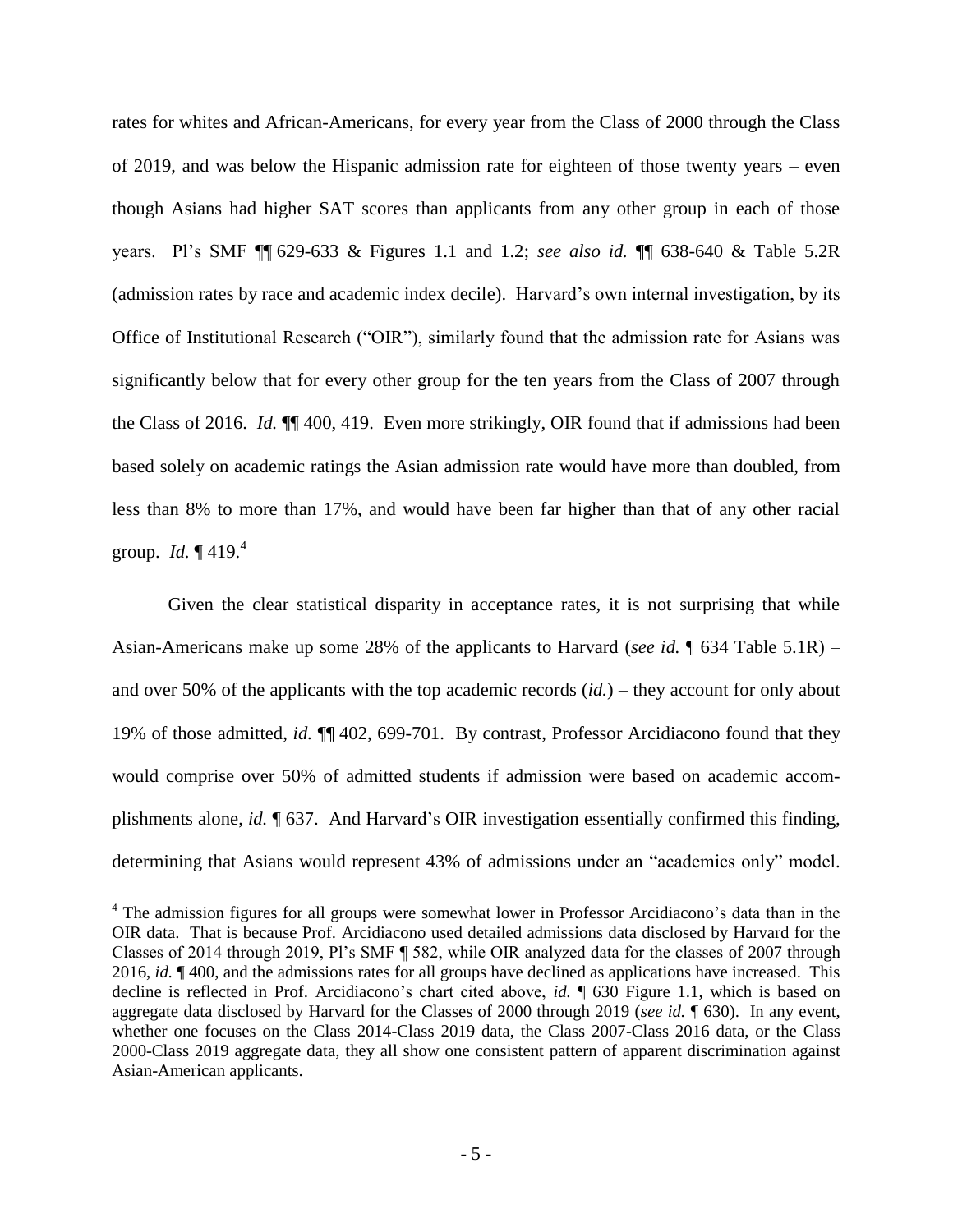rates for whites and African-Americans, for every year from the Class of 2000 through the Class of 2019, and was below the Hispanic admission rate for eighteen of those twenty years – even though Asians had higher SAT scores than applicants from any other group in each of those years. Pl's SMF ¶¶ 629-633 & Figures 1.1 and 1.2; *see also id.* ¶¶ 638-640 & Table 5.2R (admission rates by race and academic index decile). Harvard's own internal investigation, by its Office of Institutional Research ("OIR"), similarly found that the admission rate for Asians was significantly below that for every other group for the ten years from the Class of 2007 through the Class of 2016. *Id.* ¶¶ 400, 419. Even more strikingly, OIR found that if admissions had been based solely on academic ratings the Asian admission rate would have more than doubled, from less than 8% to more than 17%, and would have been far higher than that of any other racial group. *Id.* ¶ 419.[4]

Given the clear statistical disparity in acceptance rates, it is not surprising that while Asian-Americans make up some 28% of the applicants to Harvard (*see id.* ¶ 634 Table 5.1R) – and over 50% of the applicants with the top academic records (*id.*) – they account for only about 19% of those admitted, *id.* ¶¶ 402, 699-701. By contrast, Professor Arcidiacono found that they would comprise over 50% of admitted students if admission were based on academic accomplishments alone, *id.* ¶ 637. And Harvard's OIR investigation essentially confirmed this finding, determining that Asians would represent 43% of admissions under an "academics only" model.

[4] The admission figures for all groups were somewhat lower in Professor Arcidiacono's data than in the OIR data. That is because Prof. Arcidiacono used detailed admissions data disclosed by Harvard for the Classes of 2014 through 2019, Pl's SMF ¶ 582, while OIR analyzed data for the classes of 2007 through 2016, *id.* ¶ 400, and the admissions rates for all groups have declined as applications have increased. This decline is reflected in Prof. Arcidiacono's chart cited above, *id.* ¶ 630 Figure 1.1, which is based on aggregate data disclosed by Harvard for the Classes of 2000 through 2019 (*see id.* ¶ 630). In any event, whether one focuses on the Class 2014-Class 2019 data, the Class 2007-Class 2016 data, or the Class 2000-Class 2019 aggregate data, they all show one consistent pattern of apparent discrimination against Asian-American applicants.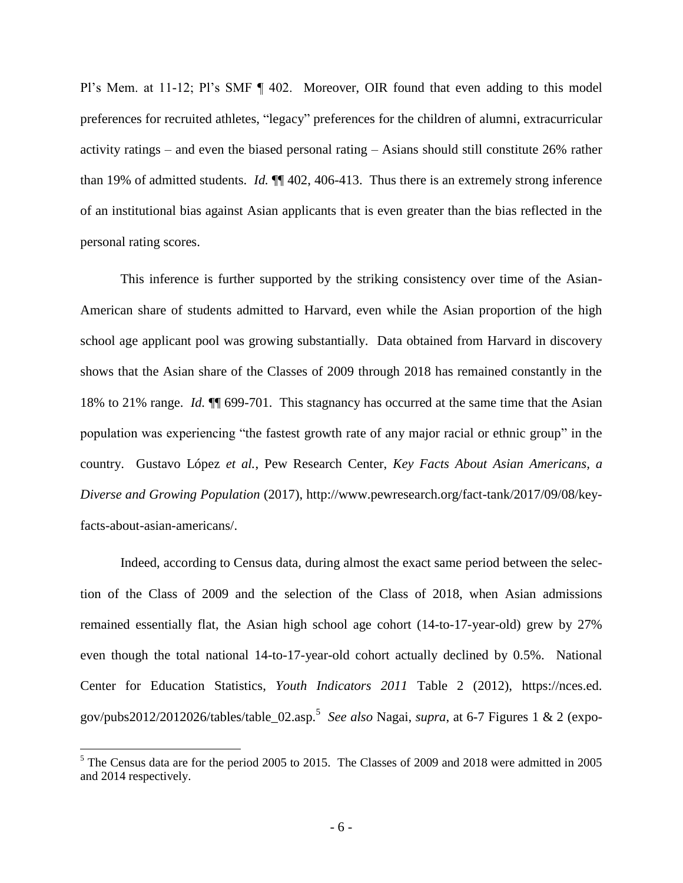Pl's Mem. at 11-12; Pl's SMF ¶ 402. Moreover, OIR found that even adding to this model preferences for recruited athletes, "legacy" preferences for the children of alumni, extracurricular activity ratings – and even the biased personal rating – Asians should still constitute 26% rather than 19% of admitted students. *Id.* ¶¶ 402, 406-413. Thus there is an extremely strong inference of an institutional bias against Asian applicants that is even greater than the bias reflected in the personal rating scores.

This inference is further supported by the striking consistency over time of the Asian-American share of students admitted to Harvard, even while the Asian proportion of the high school age applicant pool was growing substantially. Data obtained from Harvard in discovery shows that the Asian share of the Classes of 2009 through 2018 has remained constantly in the 18% to 21% range. *Id.* ¶¶ 699-701. This stagnancy has occurred at the same time that the Asian population was experiencing "the fastest growth rate of any major racial or ethnic group" in the country. Gustavo López *et al.*, Pew Research Center, *Key Facts About Asian Americans, a Diverse and Growing Population* (2017), http://www.pewresearch.org/fact-tank/2017/09/08/key-facts-about-asian-americans/.

Indeed, according to Census data, during almost the exact same period between the selection of the Class of 2009 and the selection of the Class of 2018, when Asian admissions remained essentially flat, the Asian high school age cohort (14-to-17-year-old) grew by 27% even though the total national 14-to-17-year-old cohort actually declined by 0.5%. National Center for Education Statistics, *Youth Indicators 2011* Table 2 (2012), https://nces.ed.gov/pubs2012/2012026/tables/table_02.asp.[5] *See also* Nagai, *supra*, at 6-7 Figures 1 & 2 (expo-

[5] The Census data are for the period 2005 to 2015. The Classes of 2009 and 2018 were admitted in 2005 and 2014 respectively.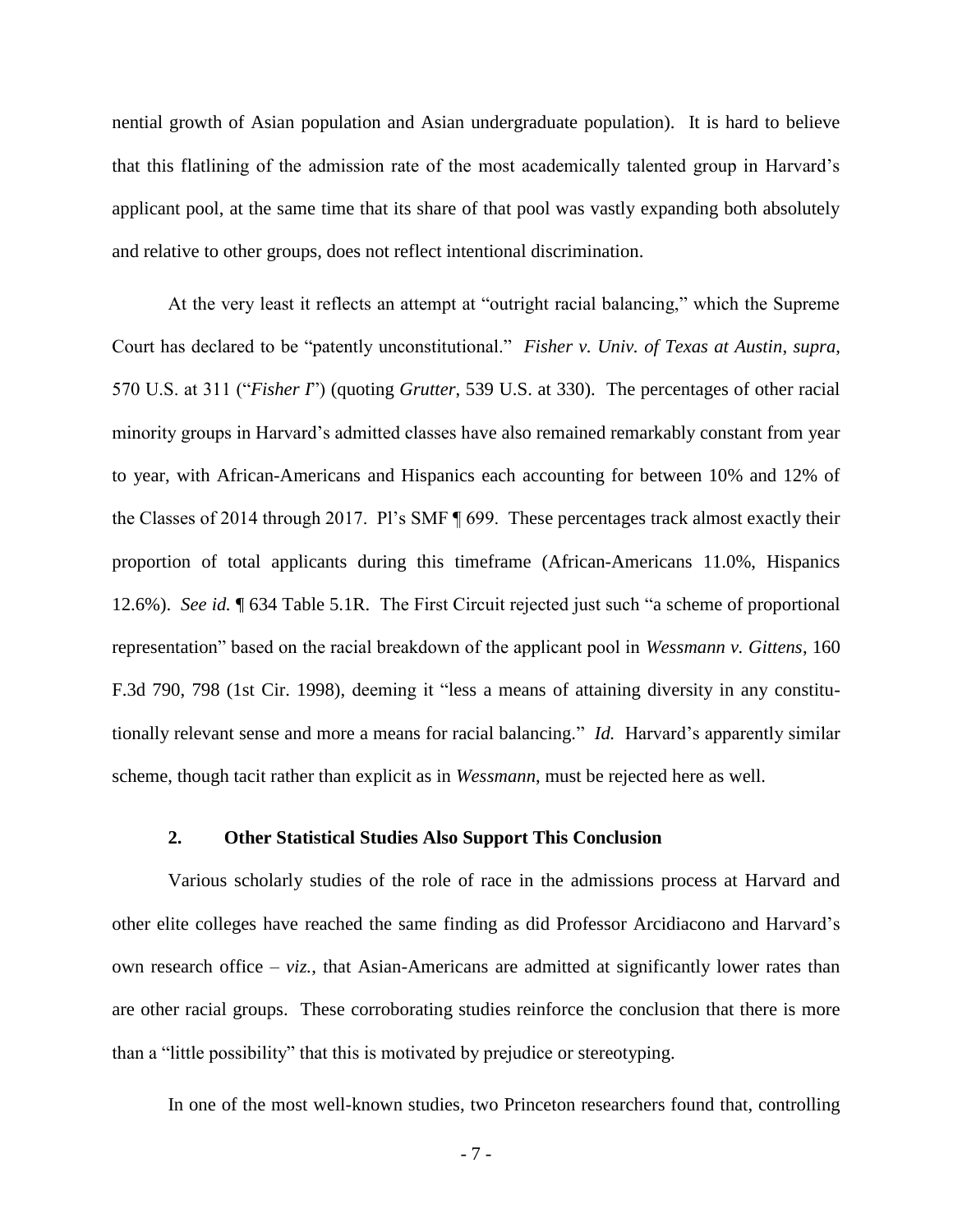nential growth of Asian population and Asian undergraduate population). It is hard to believe that this flatlining of the admission rate of the most academically talented group in Harvard's applicant pool, at the same time that its share of that pool was vastly expanding both absolutely and relative to other groups, does not reflect intentional discrimination.

At the very least it reflects an attempt at "outright racial balancing," which the Supreme Court has declared to be "patently unconstitutional." *Fisher v. Univ. of Texas at Austin*, *supra*, 570 U.S. at 311 ("*Fisher I*") (quoting *Grutter*, 539 U.S. at 330). The percentages of other racial minority groups in Harvard's admitted classes have also remained remarkably constant from year to year, with African-Americans and Hispanics each accounting for between 10% and 12% of the Classes of 2014 through 2017. Pl's SMF ¶ 699. These percentages track almost exactly their proportion of total applicants during this timeframe (African-Americans 11.0%, Hispanics 12.6%). *See id.* ¶ 634 Table 5.1R. The First Circuit rejected just such "a scheme of proportional representation" based on the racial breakdown of the applicant pool in *Wessmann v. Gittens*, 160 F.3d 790, 798 (1st Cir. 1998), deeming it "less a means of attaining diversity in any constitutionally relevant sense and more a means for racial balancing." *Id.* Harvard's apparently similar scheme, though tacit rather than explicit as in *Wessmann*, must be rejected here as well.

### 2. Other Statistical Studies Also Support This Conclusion

Various scholarly studies of the role of race in the admissions process at Harvard and other elite colleges have reached the same finding as did Professor Arcidiacono and Harvard's own research office – *viz.*, that Asian-Americans are admitted at significantly lower rates than are other racial groups. These corroborating studies reinforce the conclusion that there is more than a "little possibility" that this is motivated by prejudice or stereotyping.

In one of the most well-known studies, two Princeton researchers found that, controlling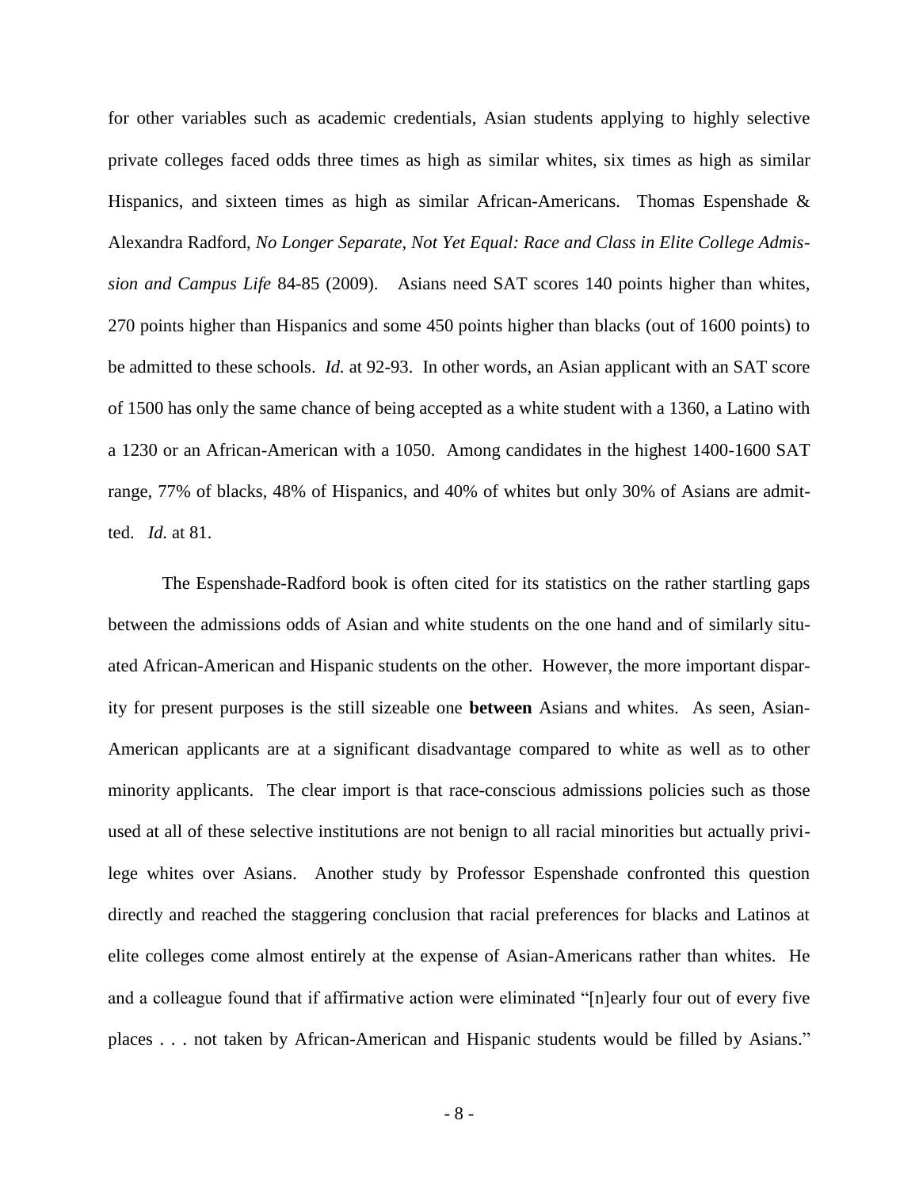for other variables such as academic credentials, Asian students applying to highly selective private colleges faced odds three times as high as similar whites, six times as high as similar Hispanics, and sixteen times as high as similar African-Americans. Thomas Espenshade & Alexandra Radford, *No Longer Separate, Not Yet Equal: Race and Class in Elite College Admission and Campus Life* 84-85 (2009). Asians need SAT scores 140 points higher than whites, 270 points higher than Hispanics and some 450 points higher than blacks (out of 1600 points) to be admitted to these schools. *Id.* at 92-93. In other words, an Asian applicant with an SAT score of 1500 has only the same chance of being accepted as a white student with a 1360, a Latino with a 1230 or an African-American with a 1050. Among candidates in the highest 1400-1600 SAT range, 77% of blacks, 48% of Hispanics, and 40% of whites but only 30% of Asians are admitted. *Id.* at 81.

The Espenshade-Radford book is often cited for its statistics on the rather startling gaps between the admissions odds of Asian and white students on the one hand and of similarly situated African-American and Hispanic students on the other. However, the more important disparity for present purposes is the still sizeable one **between** Asians and whites. As seen, Asian-American applicants are at a significant disadvantage compared to white as well as to other minority applicants. The clear import is that race-conscious admissions policies such as those used at all of these selective institutions are not benign to all racial minorities but actually privilege whites over Asians. Another study by Professor Espenshade confronted this question directly and reached the staggering conclusion that racial preferences for blacks and Latinos at elite colleges come almost entirely at the expense of Asian-Americans rather than whites. He and a colleague found that if affirmative action were eliminated "[n]early four out of every five places . . . not taken by African-American and Hispanic students would be filled by Asians."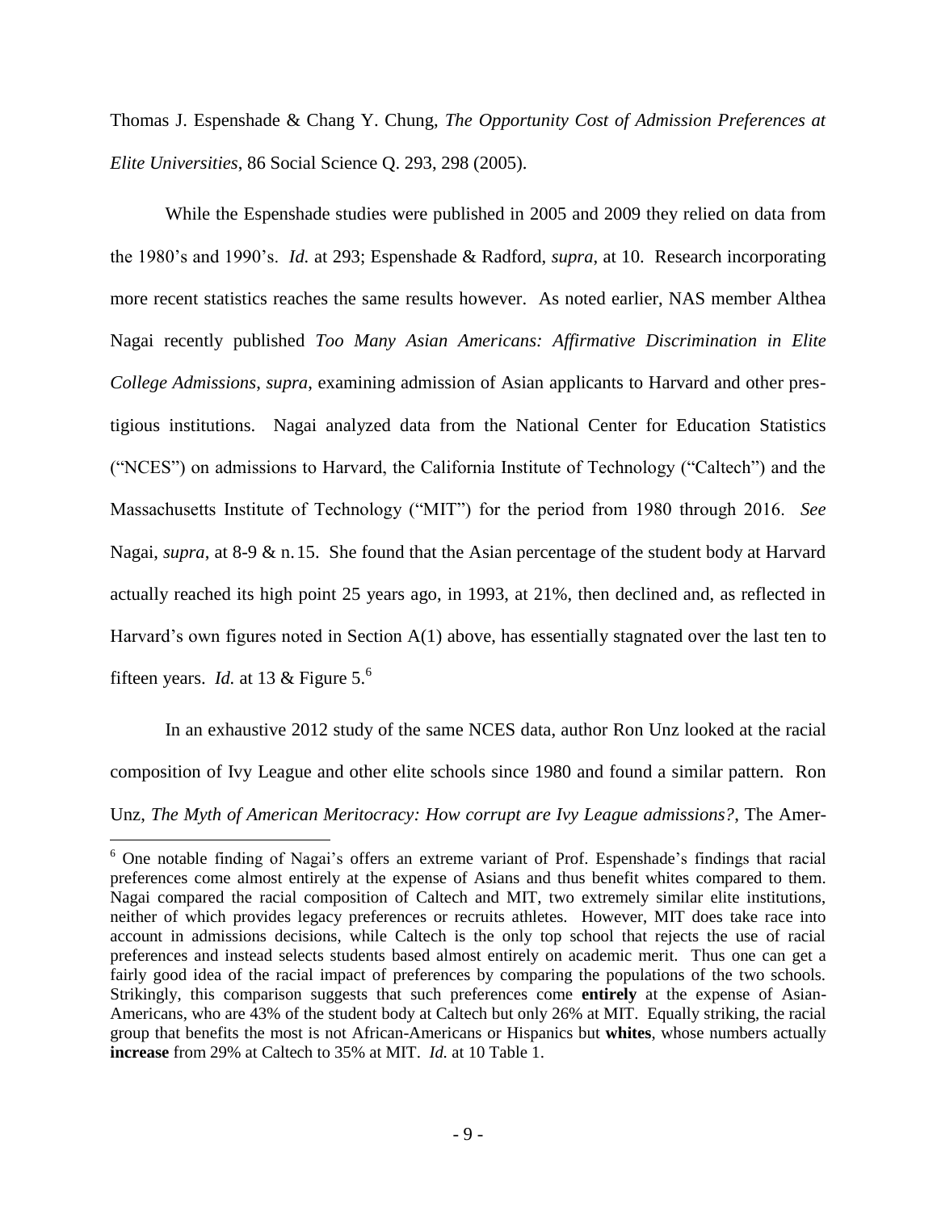Thomas J. Espenshade & Chang Y. Chung, *The Opportunity Cost of Admission Preferences at Elite Universities*, 86 Social Science Q. 293, 298 (2005).

While the Espenshade studies were published in 2005 and 2009 they relied on data from the 1980's and 1990's. *Id.* at 293; Espenshade & Radford, *supra*, at 10. Research incorporating more recent statistics reaches the same results however. As noted earlier, NAS member Althea Nagai recently published *Too Many Asian Americans: Affirmative Discrimination in Elite College Admissions*, *supra*, examining admission of Asian applicants to Harvard and other prestigious institutions. Nagai analyzed data from the National Center for Education Statistics ("NCES") on admissions to Harvard, the California Institute of Technology ("Caltech") and the Massachusetts Institute of Technology ("MIT") for the period from 1980 through 2016. *See* Nagai, *supra*, at 8-9 & n.15. She found that the Asian percentage of the student body at Harvard actually reached its high point 25 years ago, in 1993, at 21%, then declined and, as reflected in Harvard's own figures noted in Section A(1) above, has essentially stagnated over the last ten to fifteen years. *Id.* at 13 & Figure 5.[6]

In an exhaustive 2012 study of the same NCES data, author Ron Unz looked at the racial composition of Ivy League and other elite schools since 1980 and found a similar pattern. Ron Unz, *The Myth of American Meritocracy: How corrupt are Ivy League admissions?*, The Amer-

[6] One notable finding of Nagai's offers an extreme variant of Prof. Espenshade's findings that racial preferences come almost entirely at the expense of Asians and thus benefit whites compared to them. Nagai compared the racial composition of Caltech and MIT, two extremely similar elite institutions, neither of which provides legacy preferences or recruits athletes. However, MIT does take race into account in admissions decisions, while Caltech is the only top school that rejects the use of racial preferences and instead selects students based almost entirely on academic merit. Thus one can get a fairly good idea of the racial impact of preferences by comparing the populations of the two schools. Strikingly, this comparison suggests that such preferences come **entirely** at the expense of Asian-Americans, who are 43% of the student body at Caltech but only 26% at MIT. Equally striking, the racial group that benefits the most is not African-Americans or Hispanics but **whites**, whose numbers actually **increase** from 29% at Caltech to 35% at MIT. *Id.* at 10 Table 1.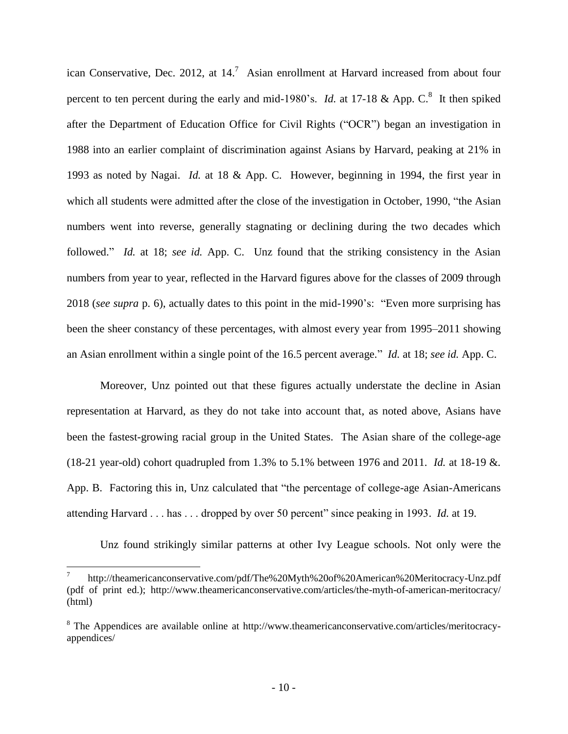ican Conservative, Dec. 2012, at 14.[7] Asian enrollment at Harvard increased from about four percent to ten percent during the early and mid-1980's. *Id.* at 17-18 & App. C.[8] It then spiked after the Department of Education Office for Civil Rights ("OCR") began an investigation in 1988 into an earlier complaint of discrimination against Asians by Harvard, peaking at 21% in 1993 as noted by Nagai. *Id.* at 18 & App. C. However, beginning in 1994, the first year in which all students were admitted after the close of the investigation in October, 1990, "the Asian numbers went into reverse, generally stagnating or declining during the two decades which followed." *Id.* at 18; *see id.* App. C. Unz found that the striking consistency in the Asian numbers from year to year, reflected in the Harvard figures above for the classes of 2009 through 2018 (*see supra* p. 6), actually dates to this point in the mid-1990's: "Even more surprising has been the sheer constancy of these percentages, with almost every year from 1995–2011 showing an Asian enrollment within a single point of the 16.5 percent average." *Id.* at 18; *see id.* App. C.

Moreover, Unz pointed out that these figures actually understate the decline in Asian representation at Harvard, as they do not take into account that, as noted above, Asians have been the fastest-growing racial group in the United States. The Asian share of the college-age (18-21 year-old) cohort quadrupled from 1.3% to 5.1% between 1976 and 2011. *Id.* at 18-19 &. App. B. Factoring this in, Unz calculated that "the percentage of college-age Asian-Americans attending Harvard . . . has . . . dropped by over 50 percent" since peaking in 1993. *Id.* at 19.

Unz found strikingly similar patterns at other Ivy League schools. Not only were the

---

[7] http://theamericanconservative.com/pdf/The%20Myth%20of%20American%20Meritocracy-Unz.pdf (pdf of print ed.); http://www.theamericanconservative.com/articles/the-myth-of-american-meritocracy/ (html)

[8] The Appendices are available online at http://www.theamericanconservative.com/articles/meritocracy-appendices/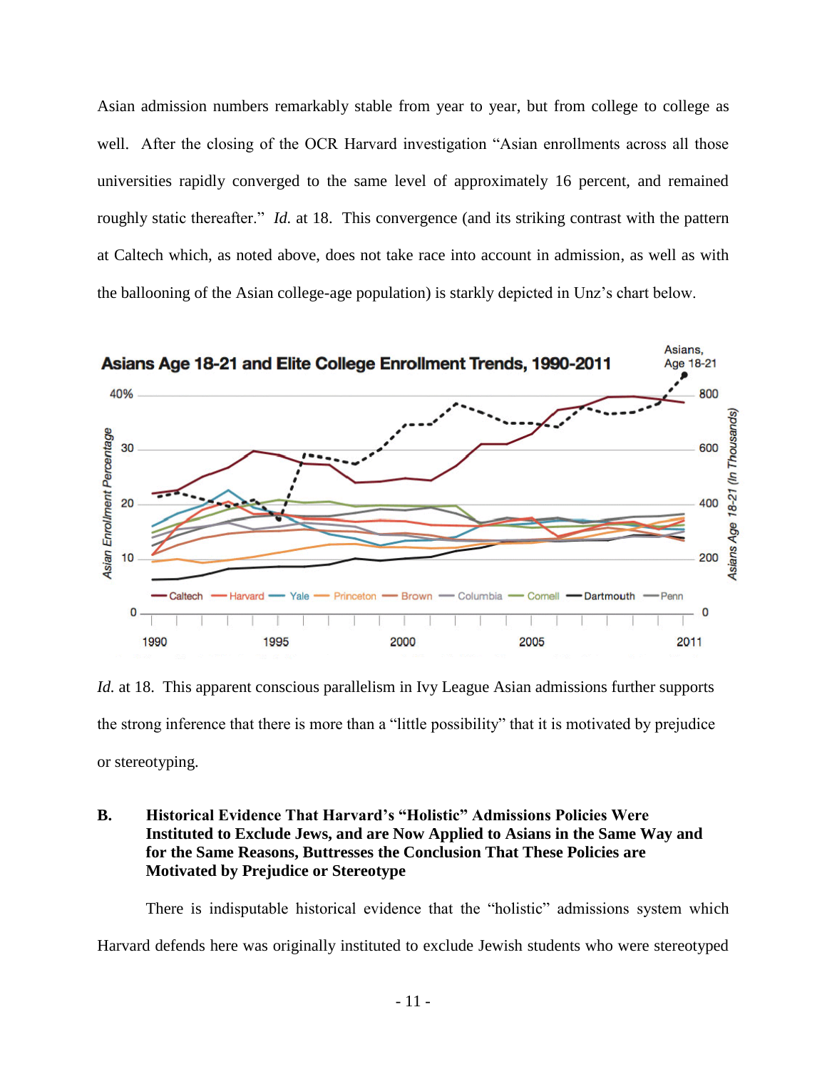Asian admission numbers remarkably stable from year to year, but from college to college as well. After the closing of the OCR Harvard investigation "Asian enrollments across all those universities rapidly converged to the same level of approximately 16 percent, and remained roughly static thereafter." *Id.* at 18. This convergence (and its striking contrast with the pattern at Caltech which, as noted above, does not take race into account in admission, as well as with the ballooning of the Asian college-age population) is starkly depicted in Unz's chart below.

**Asians Age 18-21 and Elite College Enrollment Trends, 1990-2011**

*Id.* at 18. This apparent conscious parallelism in Ivy League Asian admissions further supports the strong inference that there is more than a "little possibility" that it is motivated by prejudice or stereotyping.

### B. Historical Evidence That Harvard's "Holistic" Admissions Policies Were Instituted to Exclude Jews, and are Now Applied to Asians in the Same Way and for the Same Reasons, Buttresses the Conclusion That These Policies are Motivated by Prejudice or Stereotype

There is indisputable historical evidence that the "holistic" admissions system which Harvard defends here was originally instituted to exclude Jewish students who were stereotyped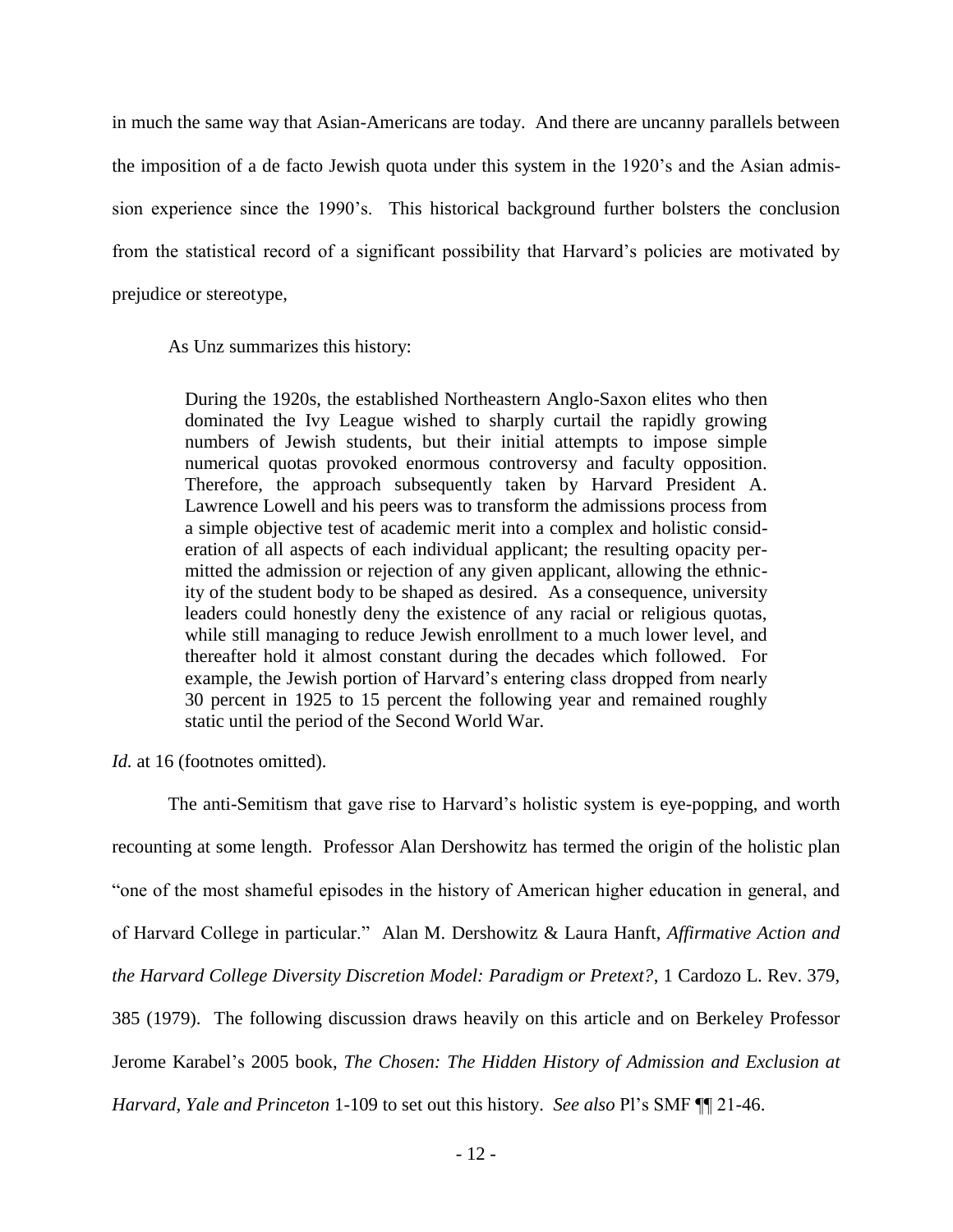in much the same way that Asian-Americans are today. And there are uncanny parallels between the imposition of a de facto Jewish quota under this system in the 1920's and the Asian admission experience since the 1990's. This historical background further bolsters the conclusion from the statistical record of a significant possibility that Harvard's policies are motivated by prejudice or stereotype,

As Unz summarizes this history:

> During the 1920s, the established Northeastern Anglo-Saxon elites who then dominated the Ivy League wished to sharply curtail the rapidly growing numbers of Jewish students, but their initial attempts to impose simple numerical quotas provoked enormous controversy and faculty opposition. Therefore, the approach subsequently taken by Harvard President A. Lawrence Lowell and his peers was to transform the admissions process from a simple objective test of academic merit into a complex and holistic consideration of all aspects of each individual applicant; the resulting opacity permitted the admission or rejection of any given applicant, allowing the ethnicity of the student body to be shaped as desired. As a consequence, university leaders could honestly deny the existence of any racial or religious quotas, while still managing to reduce Jewish enrollment to a much lower level, and thereafter hold it almost constant during the decades which followed. For example, the Jewish portion of Harvard's entering class dropped from nearly 30 percent in 1925 to 15 percent the following year and remained roughly static until the period of the Second World War.

*Id.* at 16 (footnotes omitted).

The anti-Semitism that gave rise to Harvard's holistic system is eye-popping, and worth recounting at some length. Professor Alan Dershowitz has termed the origin of the holistic plan "one of the most shameful episodes in the history of American higher education in general, and of Harvard College in particular." Alan M. Dershowitz & Laura Hanft, *Affirmative Action and the Harvard College Diversity Discretion Model: Paradigm or Pretext?*, 1 Cardozo L. Rev. 379, 385 (1979). The following discussion draws heavily on this article and on Berkeley Professor Jerome Karabel's 2005 book, *The Chosen: The Hidden History of Admission and Exclusion at Harvard, Yale and Princeton* 1-109 to set out this history. *See also* Pl's SMF ¶¶ 21-46.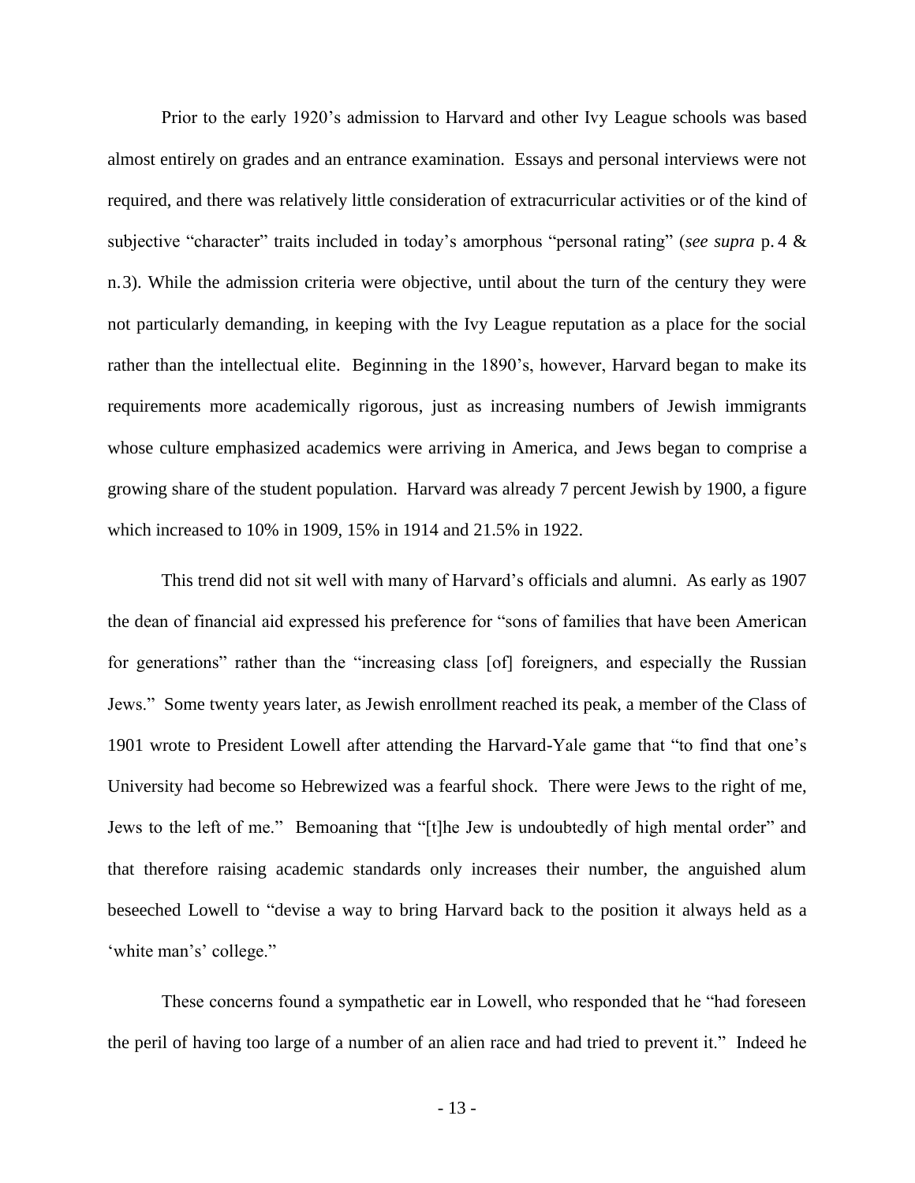Prior to the early 1920's admission to Harvard and other Ivy League schools was based almost entirely on grades and an entrance examination. Essays and personal interviews were not required, and there was relatively little consideration of extracurricular activities or of the kind of subjective "character" traits included in today's amorphous "personal rating" (*see supra* p. 4 & n. 3). While the admission criteria were objective, until about the turn of the century they were not particularly demanding, in keeping with the Ivy League reputation as a place for the social rather than the intellectual elite. Beginning in the 1890's, however, Harvard began to make its requirements more academically rigorous, just as increasing numbers of Jewish immigrants whose culture emphasized academics were arriving in America, and Jews began to comprise a growing share of the student population. Harvard was already 7 percent Jewish by 1900, a figure which increased to 10% in 1909, 15% in 1914 and 21.5% in 1922.

This trend did not sit well with many of Harvard's officials and alumni. As early as 1907 the dean of financial aid expressed his preference for "sons of families that have been American for generations" rather than the "increasing class [of] foreigners, and especially the Russian Jews." Some twenty years later, as Jewish enrollment reached its peak, a member of the Class of 1901 wrote to President Lowell after attending the Harvard-Yale game that "to find that one's University had become so Hebrewized was a fearful shock. There were Jews to the right of me, Jews to the left of me." Bemoaning that "[t]he Jew is undoubtedly of high mental order" and that therefore raising academic standards only increases their number, the anguished alum beseeched Lowell to "devise a way to bring Harvard back to the position it always held as a 'white man's' college."

These concerns found a sympathetic ear in Lowell, who responded that he "had foreseen the peril of having too large of a number of an alien race and had tried to prevent it." Indeed he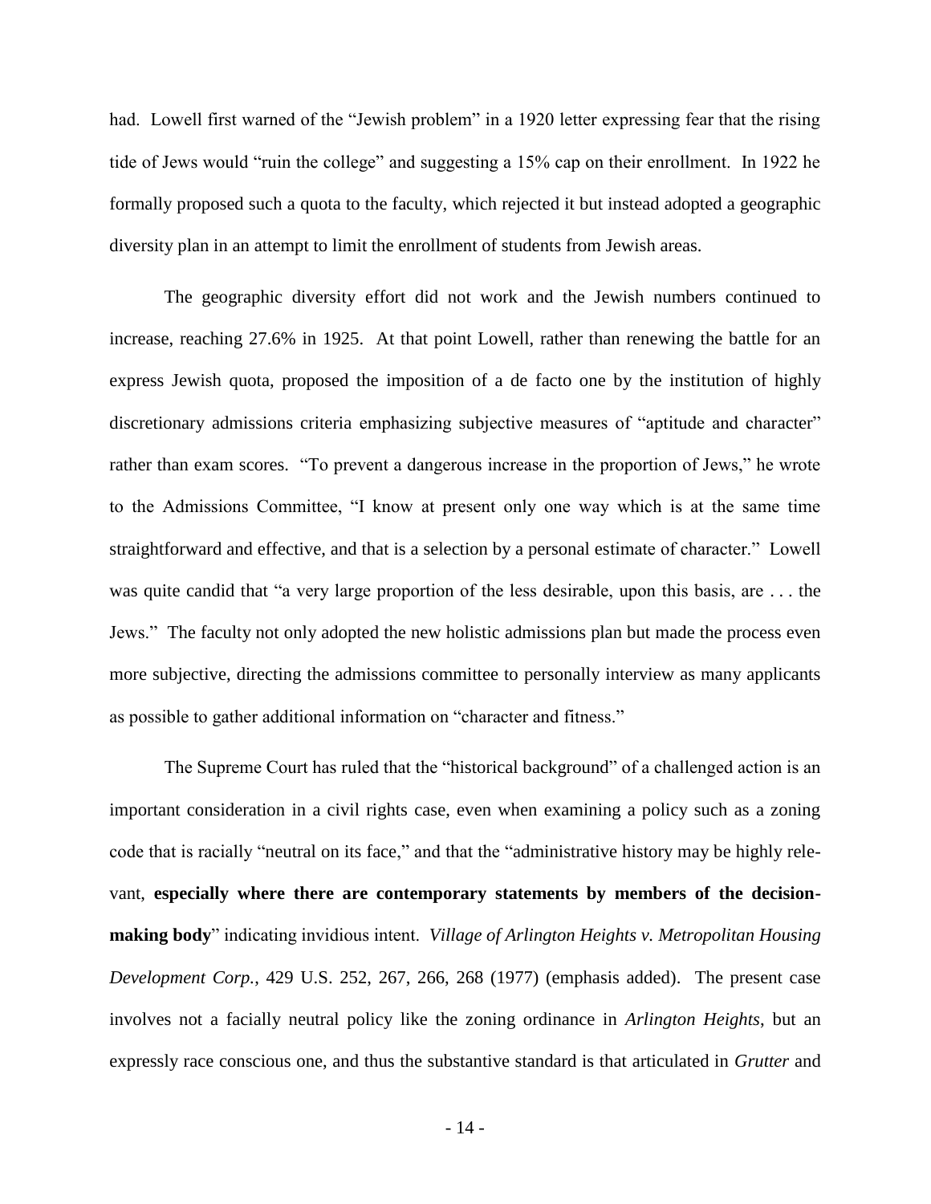had. Lowell first warned of the "Jewish problem" in a 1920 letter expressing fear that the rising tide of Jews would "ruin the college" and suggesting a 15% cap on their enrollment. In 1922 he formally proposed such a quota to the faculty, which rejected it but instead adopted a geographic diversity plan in an attempt to limit the enrollment of students from Jewish areas.

The geographic diversity effort did not work and the Jewish numbers continued to increase, reaching 27.6% in 1925. At that point Lowell, rather than renewing the battle for an express Jewish quota, proposed the imposition of a de facto one by the institution of highly discretionary admissions criteria emphasizing subjective measures of "aptitude and character" rather than exam scores. "To prevent a dangerous increase in the proportion of Jews," he wrote to the Admissions Committee, "I know at present only one way which is at the same time straightforward and effective, and that is a selection by a personal estimate of character." Lowell was quite candid that "a very large proportion of the less desirable, upon this basis, are . . . the Jews." The faculty not only adopted the new holistic admissions plan but made the process even more subjective, directing the admissions committee to personally interview as many applicants as possible to gather additional information on "character and fitness."

The Supreme Court has ruled that the "historical background" of a challenged action is an important consideration in a civil rights case, even when examining a policy such as a zoning code that is racially "neutral on its face," and that the "administrative history may be highly relevant, **especially where there are contemporary statements by members of the decision-making body**" indicating invidious intent. *Village of Arlington Heights v. Metropolitan Housing Development Corp.*, 429 U.S. 252, 267, 266, 268 (1977) (emphasis added). The present case involves not a facially neutral policy like the zoning ordinance in *Arlington Heights*, but an expressly race conscious one, and thus the substantive standard is that articulated in *Grutter* and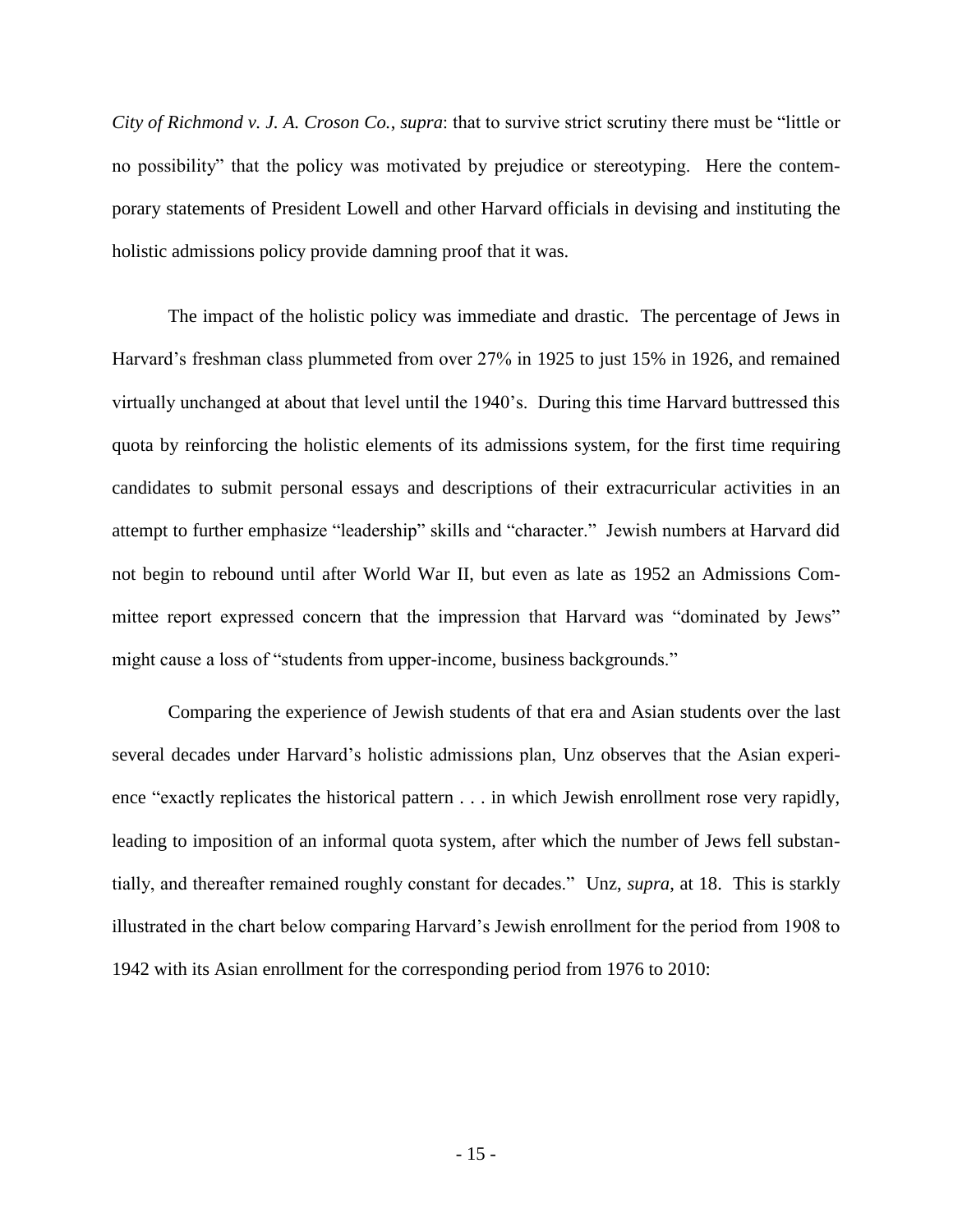*City of Richmond v. J. A. Croson Co.*, *supra*: that to survive strict scrutiny there must be "little or no possibility" that the policy was motivated by prejudice or stereotyping. Here the contemporary statements of President Lowell and other Harvard officials in devising and instituting the holistic admissions policy provide damning proof that it was.

The impact of the holistic policy was immediate and drastic. The percentage of Jews in Harvard's freshman class plummeted from over 27% in 1925 to just 15% in 1926, and remained virtually unchanged at about that level until the 1940's. During this time Harvard buttressed this quota by reinforcing the holistic elements of its admissions system, for the first time requiring candidates to submit personal essays and descriptions of their extracurricular activities in an attempt to further emphasize "leadership" skills and "character." Jewish numbers at Harvard did not begin to rebound until after World War II, but even as late as 1952 an Admissions Committee report expressed concern that the impression that Harvard was "dominated by Jews" might cause a loss of "students from upper-income, business backgrounds."

Comparing the experience of Jewish students of that era and Asian students over the last several decades under Harvard's holistic admissions plan, Unz observes that the Asian experience "exactly replicates the historical pattern . . . in which Jewish enrollment rose very rapidly, leading to imposition of an informal quota system, after which the number of Jews fell substantially, and thereafter remained roughly constant for decades." Unz, *supra*, at 18. This is starkly illustrated in the chart below comparing Harvard's Jewish enrollment for the period from 1908 to 1942 with its Asian enrollment for the corresponding period from 1976 to 2010: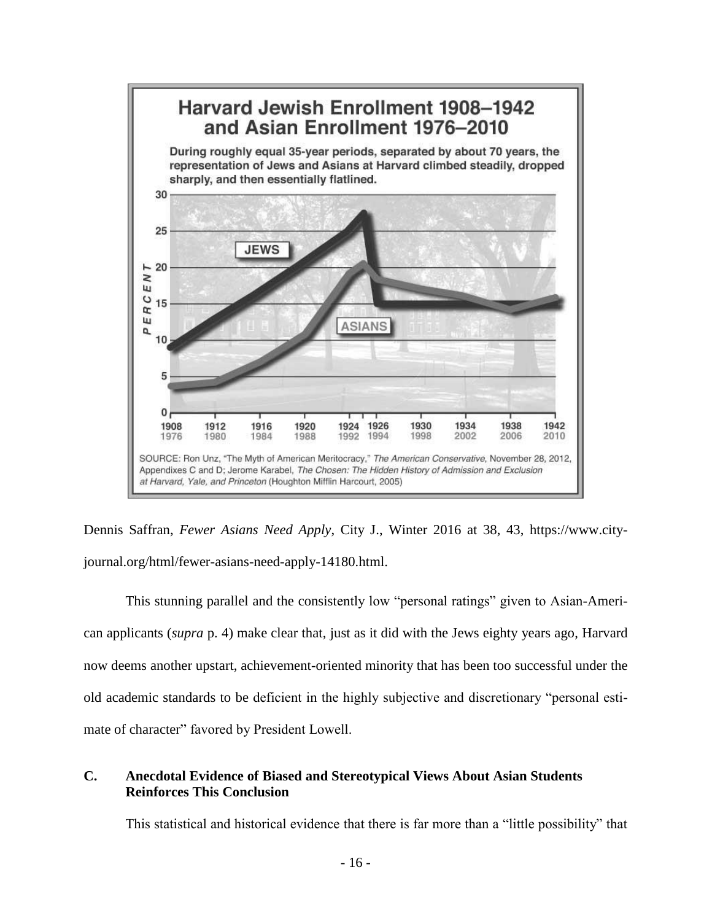## Harvard Jewish Enrollment 1908–1942 and Asian Enrollment 1976–2010

During roughly equal 35-year periods, separated by about 70 years, the representation of Jews and Asians at Harvard climbed steadily, dropped sharply, and then essentially flatlined.

SOURCE: Ron Unz, "The Myth of American Meritocracy," *The American Conservative*, November 28, 2012, Appendixes C and D; Jerome Karabel, *The Chosen: The Hidden History of Admission and Exclusion at Harvard, Yale, and Princeton* (Houghton Mifflin Harcourt, 2005)

Dennis Saffran, *Fewer Asians Need Apply*, City J., Winter 2016 at 38, 43, https://www.city-journal.org/html/fewer-asians-need-apply-14180.html.

This stunning parallel and the consistently low "personal ratings" given to Asian-American applicants (*supra* p. 4) make clear that, just as it did with the Jews eighty years ago, Harvard now deems another upstart, achievement-oriented minority that has been too successful under the old academic standards to be deficient in the highly subjective and discretionary "personal estimate of character" favored by President Lowell.

### C. Anecdotal Evidence of Biased and Stereotypical Views About Asian Students Reinforces This Conclusion

This statistical and historical evidence that there is far more than a "little possibility" that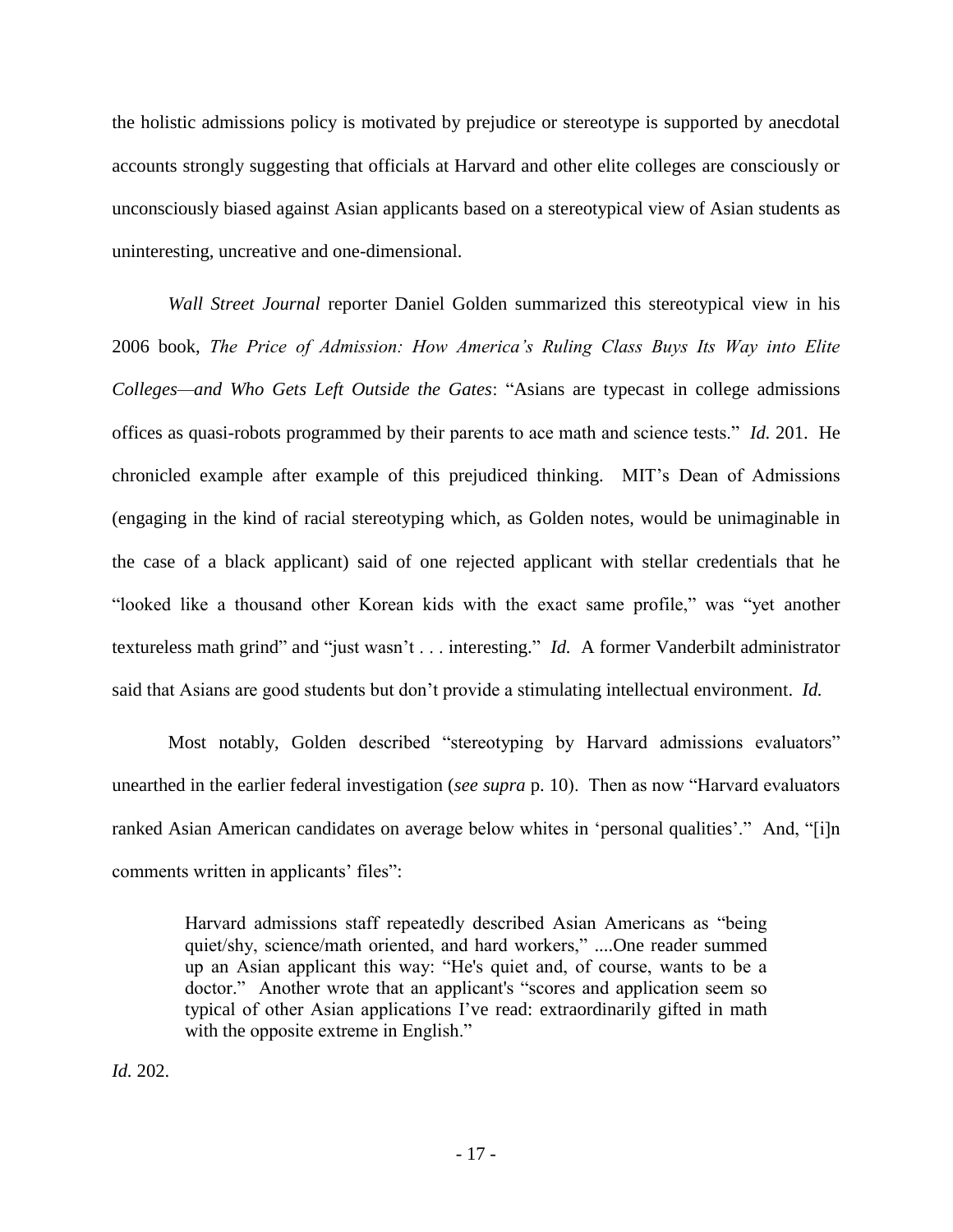the holistic admissions policy is motivated by prejudice or stereotype is supported by anecdotal accounts strongly suggesting that officials at Harvard and other elite colleges are consciously or unconsciously biased against Asian applicants based on a stereotypical view of Asian students as uninteresting, uncreative and one-dimensional.

*Wall Street Journal* reporter Daniel Golden summarized this stereotypical view in his 2006 book, *The Price of Admission: How America's Ruling Class Buys Its Way into Elite Colleges—and Who Gets Left Outside the Gates*: "Asians are typecast in college admissions offices as quasi-robots programmed by their parents to ace math and science tests." *Id.* 201. He chronicled example after example of this prejudiced thinking. MIT's Dean of Admissions (engaging in the kind of racial stereotyping which, as Golden notes, would be unimaginable in the case of a black applicant) said of one rejected applicant with stellar credentials that he "looked like a thousand other Korean kids with the exact same profile," was "yet another textureless math grind" and "just wasn't . . . interesting." *Id.* A former Vanderbilt administrator said that Asians are good students but don't provide a stimulating intellectual environment. *Id.*

Most notably, Golden described "stereotyping by Harvard admissions evaluators" unearthed in the earlier federal investigation (*see supra* p. 10). Then as now "Harvard evaluators ranked Asian American candidates on average below whites in 'personal qualities'." And, "[i]n comments written in applicants' files":

> Harvard admissions staff repeatedly described Asian Americans as "being quiet/shy, science/math oriented, and hard workers," ....One reader summed up an Asian applicant this way: "He's quiet and, of course, wants to be a doctor." Another wrote that an applicant's "scores and application seem so typical of other Asian applications I've read: extraordinarily gifted in math with the opposite extreme in English."

*Id.* 202.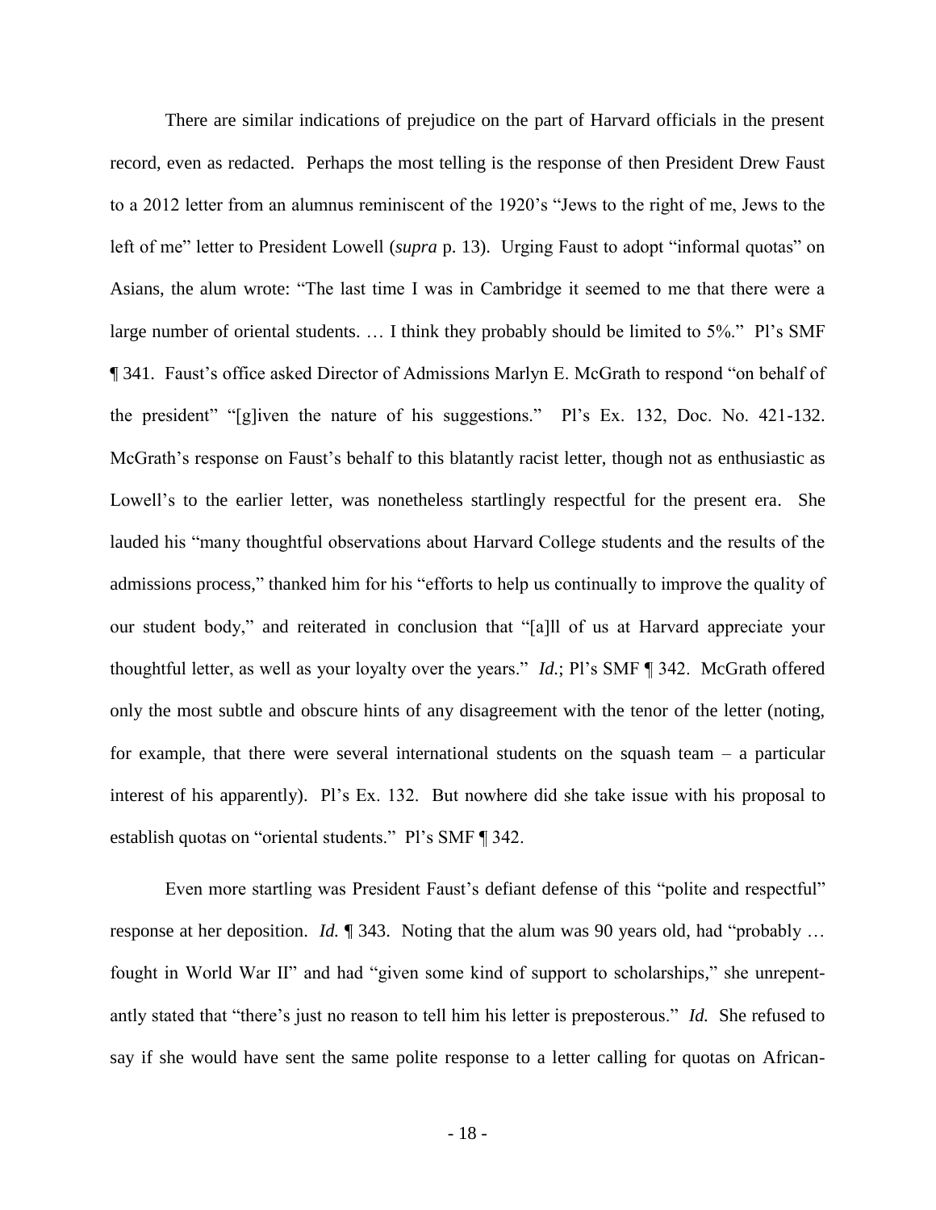There are similar indications of prejudice on the part of Harvard officials in the present record, even as redacted. Perhaps the most telling is the response of then President Drew Faust to a 2012 letter from an alumnus reminiscent of the 1920's "Jews to the right of me, Jews to the left of me" letter to President Lowell (*supra* p. 13). Urging Faust to adopt "informal quotas" on Asians, the alum wrote: "The last time I was in Cambridge it seemed to me that there were a large number of oriental students. … I think they probably should be limited to 5%." Pl's SMF ¶ 341. Faust's office asked Director of Admissions Marlyn E. McGrath to respond "on behalf of the president" "[g]iven the nature of his suggestions." Pl's Ex. 132, Doc. No. 421-132. McGrath's response on Faust's behalf to this blatantly racist letter, though not as enthusiastic as Lowell's to the earlier letter, was nonetheless startlingly respectful for the present era. She lauded his "many thoughtful observations about Harvard College students and the results of the admissions process," thanked him for his "efforts to help us continually to improve the quality of our student body," and reiterated in conclusion that "[a]ll of us at Harvard appreciate your thoughtful letter, as well as your loyalty over the years." *Id.*; Pl's SMF ¶ 342. McGrath offered only the most subtle and obscure hints of any disagreement with the tenor of the letter (noting, for example, that there were several international students on the squash team – a particular interest of his apparently). Pl's Ex. 132. But nowhere did she take issue with his proposal to establish quotas on "oriental students." Pl's SMF ¶ 342.

Even more startling was President Faust's defiant defense of this "polite and respectful" response at her deposition. *Id.* ¶ 343. Noting that the alum was 90 years old, had "probably … fought in World War II" and had "given some kind of support to scholarships," she unrepentantly stated that "there's just no reason to tell him his letter is preposterous." *Id.* She refused to say if she would have sent the same polite response to a letter calling for quotas on African-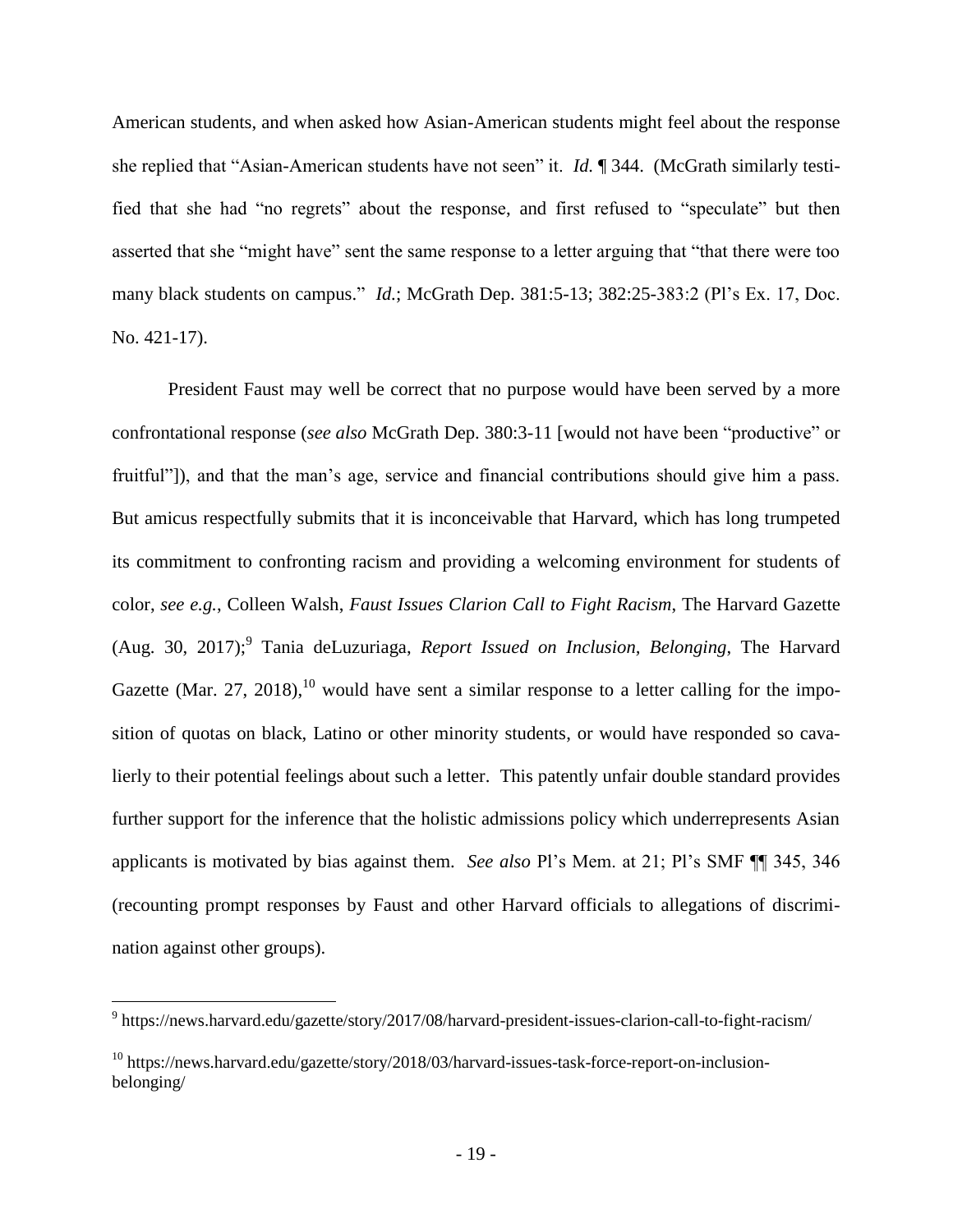American students, and when asked how Asian-American students might feel about the response she replied that "Asian-American students have not seen" it. *Id.* ¶ 344. (McGrath similarly testified that she had "no regrets" about the response, and first refused to "speculate" but then asserted that she "might have" sent the same response to a letter arguing that "that there were too many black students on campus." *Id.*; McGrath Dep. 381:5-13; 382:25-383:2 (Pl's Ex. 17, Doc. No. 421-17).

President Faust may well be correct that no purpose would have been served by a more confrontational response (*see also* McGrath Dep. 380:3-11 [would not have been "productive" or fruitful"]), and that the man's age, service and financial contributions should give him a pass. But amicus respectfully submits that it is inconceivable that Harvard, which has long trumpeted its commitment to confronting racism and providing a welcoming environment for students of color, *see e.g.*, Colleen Walsh, *Faust Issues Clarion Call to Fight Racism*, The Harvard Gazette (Aug. 30, 2017);[9] Tania deLuzuriaga, *Report Issued on Inclusion, Belonging*, The Harvard Gazette (Mar. 27, 2018),[10] would have sent a similar response to a letter calling for the imposition of quotas on black, Latino or other minority students, or would have responded so cavalierly to their potential feelings about such a letter. This patently unfair double standard provides further support for the inference that the holistic admissions policy which underrepresents Asian applicants is motivated by bias against them. *See also* Pl's Mem. at 21; Pl's SMF ¶¶ 345, 346 (recounting prompt responses by Faust and other Harvard officials to allegations of discrimination against other groups).

---

[9] https://news.harvard.edu/gazette/story/2017/08/harvard-president-issues-clarion-call-to-fight-racism/

[10] https://news.harvard.edu/gazette/story/2018/03/harvard-issues-task-force-report-on-inclusion-belonging/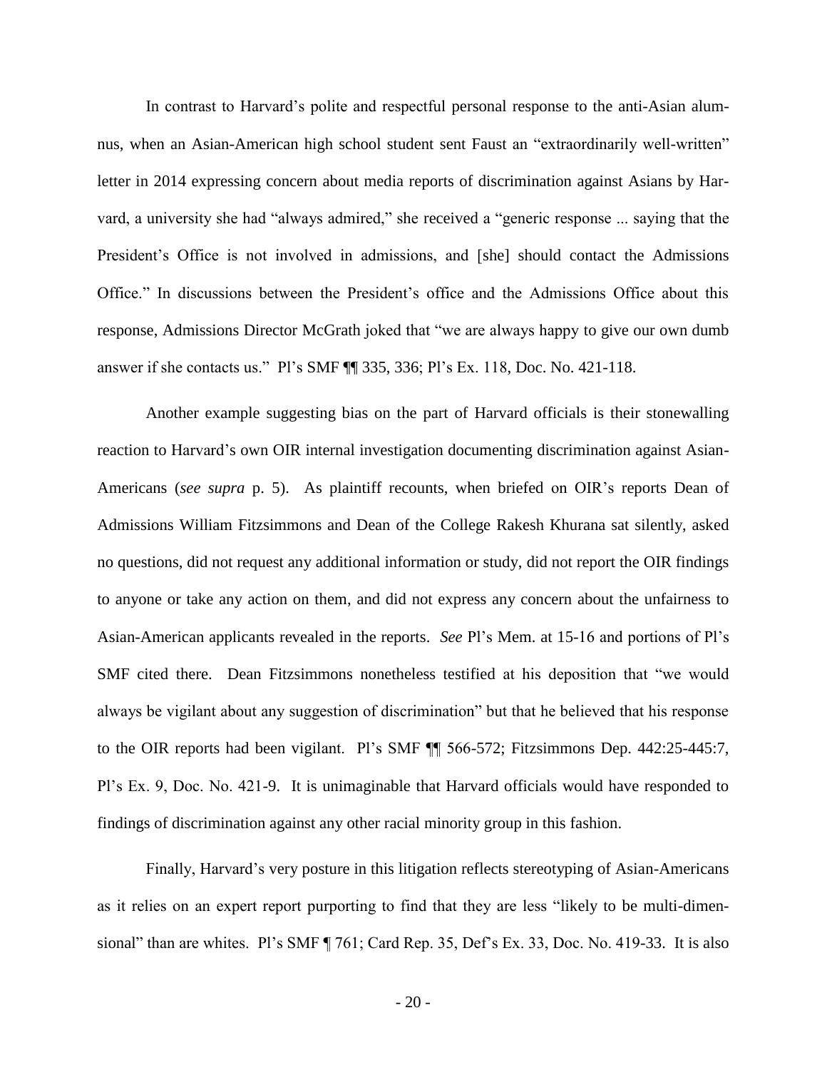In contrast to Harvard's polite and respectful personal response to the anti-Asian alumnus, when an Asian-American high school student sent Faust an "extraordinarily well-written" letter in 2014 expressing concern about media reports of discrimination against Asians by Harvard, a university she had "always admired," she received a "generic response ... saying that the President's Office is not involved in admissions, and [she] should contact the Admissions Office." In discussions between the President's office and the Admissions Office about this response, Admissions Director McGrath joked that "we are always happy to give our own dumb answer if she contacts us." Pl's SMF ¶¶ 335, 336; Pl's Ex. 118, Doc. No. 421-118.

Another example suggesting bias on the part of Harvard officials is their stonewalling reaction to Harvard's own OIR internal investigation documenting discrimination against Asian-Americans (*see supra* p. 5). As plaintiff recounts, when briefed on OIR's reports Dean of Admissions William Fitzsimmons and Dean of the College Rakesh Khurana sat silently, asked no questions, did not request any additional information or study, did not report the OIR findings to anyone or take any action on them, and did not express any concern about the unfairness to Asian-American applicants revealed in the reports. *See* Pl's Mem. at 15-16 and portions of Pl's SMF cited there. Dean Fitzsimmons nonetheless testified at his deposition that "we would always be vigilant about any suggestion of discrimination" but that he believed that his response to the OIR reports had been vigilant. Pl's SMF ¶¶ 566-572; Fitzsimmons Dep. 442:25-445:7, Pl's Ex. 9, Doc. No. 421-9. It is unimaginable that Harvard officials would have responded to findings of discrimination against any other racial minority group in this fashion.

Finally, Harvard's very posture in this litigation reflects stereotyping of Asian-Americans as it relies on an expert report purporting to find that they are less "likely to be multi-dimensional" than are whites. Pl's SMF ¶ 761; Card Rep. 35, Def's Ex. 33, Doc. No. 419-33. It is also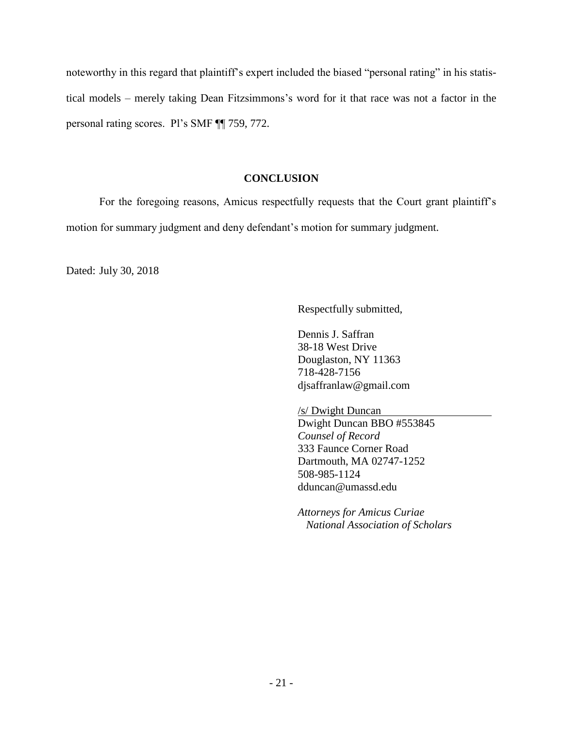noteworthy in this regard that plaintiff's expert included the biased "personal rating" in his statistical models – merely taking Dean Fitzsimmons's word for it that race was not a factor in the personal rating scores. Pl's SMF ¶¶ 759, 772.

## CONCLUSION

For the foregoing reasons, Amicus respectfully requests that the Court grant plaintiff's motion for summary judgment and deny defendant's motion for summary judgment.

Dated: July 30, 2018

Respectfully submitted,

Dennis J. Saffran  
38-18 West Drive  
Douglaston, NY 11363  
718-428-7156  
djsaffranlaw@gmail.com

/s/ Dwight Duncan  
Dwight Duncan BBO #553845  
*Counsel of Record*  
333 Faunce Corner Road  
Dartmouth, MA 02747-1252  
508-985-1124  
dduncan@umassd.edu

*Attorneys for Amicus Curiae*  
*National Association of Scholars*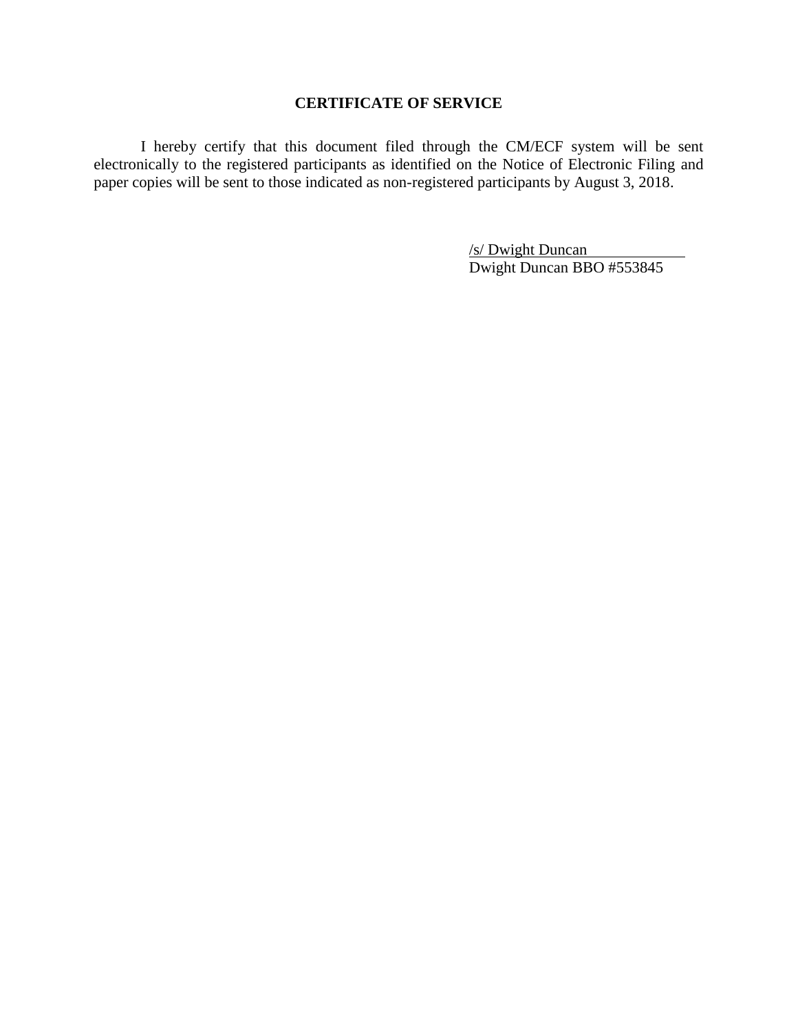**CERTIFICATE OF SERVICE**

I hereby certify that this document filed through the CM/ECF system will be sent electronically to the registered participants as identified on the Notice of Electronic Filing and paper copies will be sent to those indicated as non-registered participants by August 3, 2018.

/s/ Dwight Duncan
Dwight Duncan BBO #553845